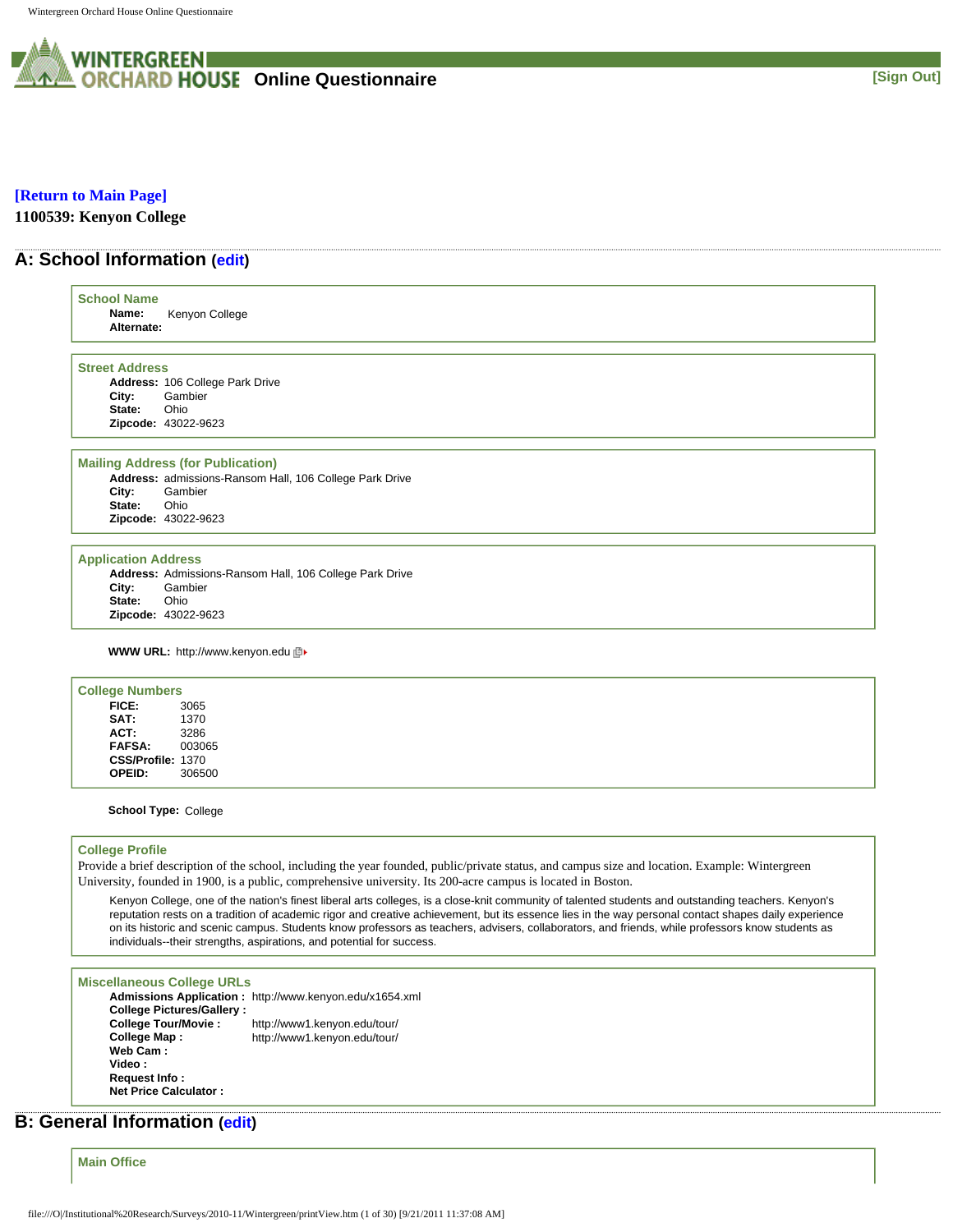# WINTERGREEN ORCHARD HOUSE Online Questionnaire

[Sign Out]

[Return to Main Page]

**1100539: Kenyon College**

## A: School Information (edit)

### School Name

**Name:** Kenyon College
**Alternate:**

### Street Address

**Address:** 106 College Park Drive
**City:** Gambier
**State:** Ohio
**Zipcode:** 43022-9623

### Mailing Address (for Publication)

**Address:** admissions-Ransom Hall, 106 College Park Drive
**City:** Gambier
**State:** Ohio
**Zipcode:** 43022-9623

### Application Address

**Address:** Admissions-Ransom Hall, 106 College Park Drive
**City:** Gambier
**State:** Ohio
**Zipcode:** 43022-9623

**WWW URL:** http://www.kenyon.edu

### College Numbers

**FICE:** 3065
**SAT:** 1370
**ACT:** 3286
**FAFSA:** 003065
**CSS/Profile:** 1370
**OPEID:** 306500

**School Type:** College

### College Profile

Provide a brief description of the school, including the year founded, public/private status, and campus size and location. Example: Wintergreen University, founded in 1900, is a public, comprehensive university. Its 200-acre campus is located in Boston.

Kenyon College, one of the nation's finest liberal arts colleges, is a close-knit community of talented students and outstanding teachers. Kenyon's reputation rests on a tradition of academic rigor and creative achievement, but its essence lies in the way personal contact shapes daily experience on its historic and scenic campus. Students know professors as teachers, advisers, collaborators, and friends, while professors know students as individuals--their strengths, aspirations, and potential for success.

### Miscellaneous College URLs

**Admissions Application :** http://www.kenyon.edu/x1654.xml
**College Pictures/Gallery :**
**College Tour/Movie :** http://www1.kenyon.edu/tour/
**College Map :** http://www1.kenyon.edu/tour/
**Web Cam :**
**Video :**
**Request Info :**
**Net Price Calculator :**

## B: General Information (edit)

### Main Office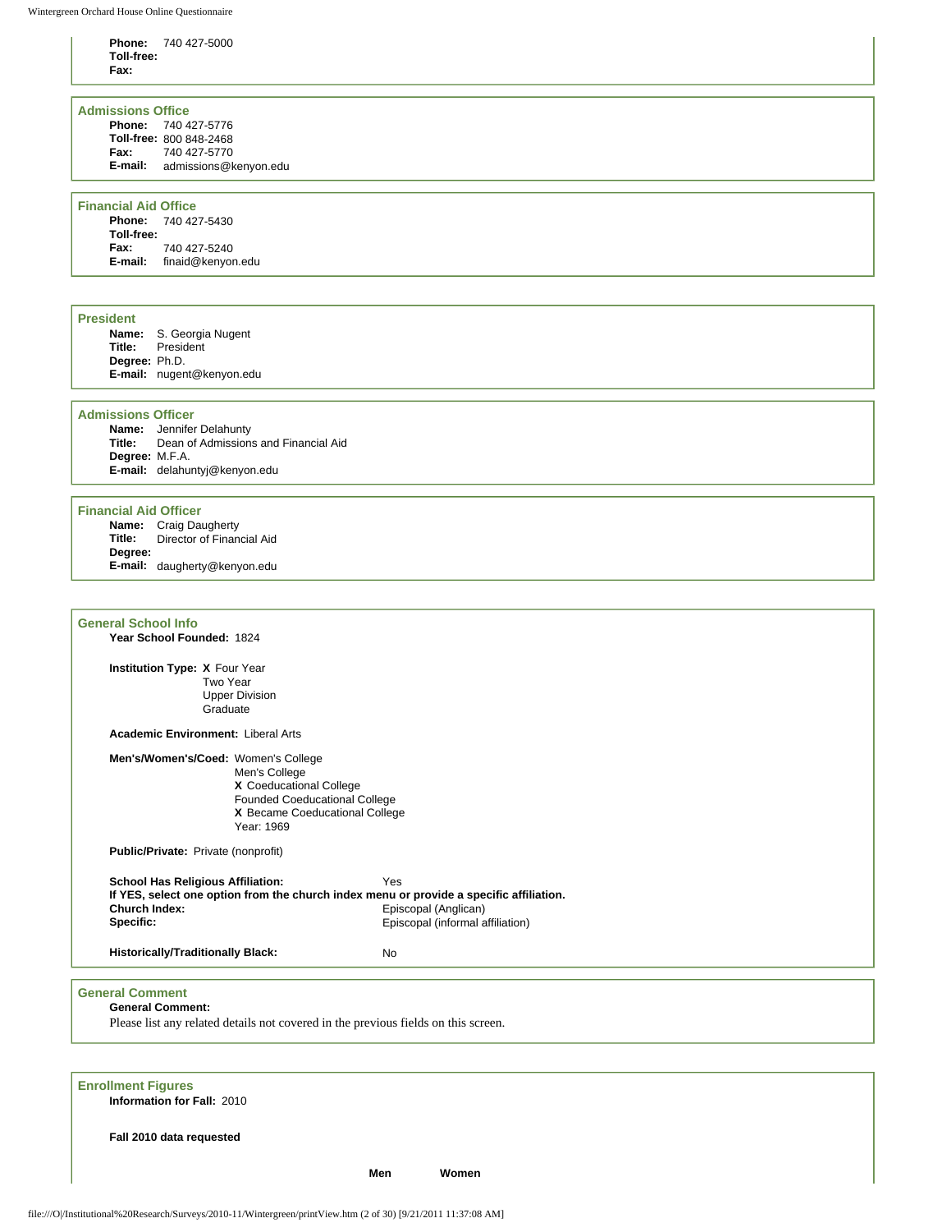**Phone:** 740 427-5000
**Toll-free:**
**Fax:**

### Admissions Office

**Phone:** 740 427-5776
**Toll-free:** 800 848-2468
**Fax:** 740 427-5770
**E-mail:** admissions@kenyon.edu

### Financial Aid Office

**Phone:** 740 427-5430
**Toll-free:**
**Fax:** 740 427-5240
**E-mail:** finaid@kenyon.edu

### President

**Name:** S. Georgia Nugent
**Title:** President
**Degree:** Ph.D.
**E-mail:** nugent@kenyon.edu

### Admissions Officer

**Name:** Jennifer Delahunty
**Title:** Dean of Admissions and Financial Aid
**Degree:** M.F.A.
**E-mail:** delahuntyj@kenyon.edu

### Financial Aid Officer

**Name:** Craig Daugherty
**Title:** Director of Financial Aid
**Degree:**
**E-mail:** daugherty@kenyon.edu

### General School Info

**Year School Founded:** 1824

**Institution Type:**
- **X** Four Year
- Two Year
- Upper Division
- Graduate

**Academic Environment:** Liberal Arts

**Men's/Women's/Coed:**
- Women's College
- Men's College
- **X** Coeducational College
- Founded Coeducational College
- **X** Became Coeducational College
- Year: 1969

**Public/Private:** Private (nonprofit)

**School Has Religious Affiliation:** Yes
**If YES, select one option from the church index menu or provide a specific affiliation.**
**Church Index:** Episcopal (Anglican)
**Specific:** Episcopal (informal affiliation)

**Historically/Traditionally Black:** No

### General Comment

**General Comment:**
Please list any related details not covered in the previous fields on this screen.

### Enrollment Figures

**Information for Fall:** 2010

**Fall 2010 data requested**

| | Men | Women |
|---|---|---|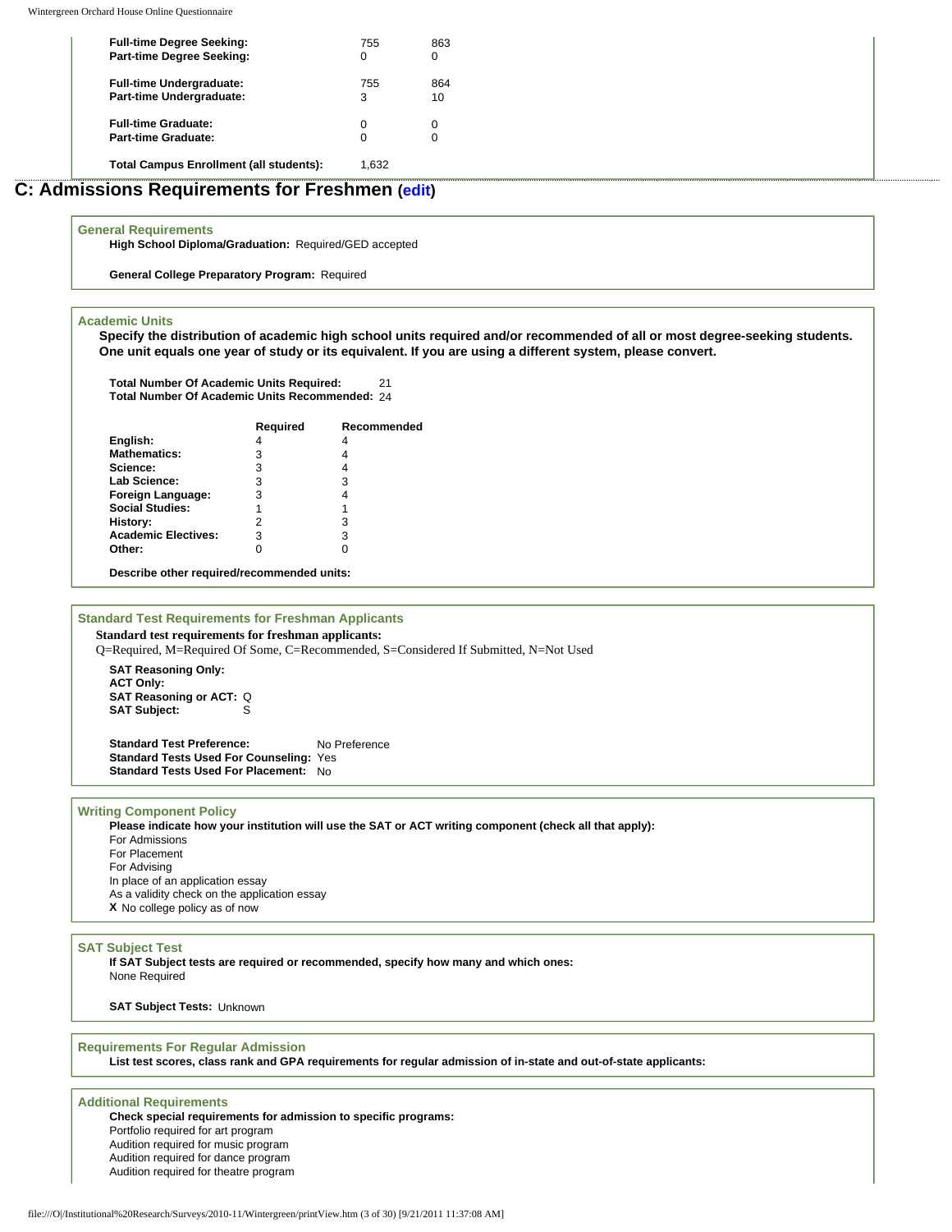| | | |
|---|---|---|
| **Full-time Degree Seeking:** | 755 | 863 |
| **Part-time Degree Seeking:** | 0 | 0 |
| **Full-time Undergraduate:** | 755 | 864 |
| **Part-time Undergraduate:** | 3 | 10 |
| **Full-time Graduate:** | 0 | 0 |
| **Part-time Graduate:** | 0 | 0 |
| **Total Campus Enrollment (all students):** | 1,632 | |

## C: Admissions Requirements for Freshmen (edit)

### General Requirements

**High School Diploma/Graduation:** Required/GED accepted

**General College Preparatory Program:** Required

### Academic Units

**Specify the distribution of academic high school units required and/or recommended of all or most degree-seeking students. One unit equals one year of study or its equivalent. If you are using a different system, please convert.**

**Total Number Of Academic Units Required:** 21
**Total Number Of Academic Units Recommended:** 24

| | Required | Recommended |
|---|---|---|
| **English:** | 4 | 4 |
| **Mathematics:** | 3 | 4 |
| **Science:** | 3 | 4 |
| **Lab Science:** | 3 | 3 |
| **Foreign Language:** | 3 | 4 |
| **Social Studies:** | 1 | 1 |
| **History:** | 2 | 3 |
| **Academic Electives:** | 3 | 3 |
| **Other:** | 0 | 0 |

**Describe other required/recommended units:**

### Standard Test Requirements for Freshman Applicants

**Standard test requirements for freshman applicants:**
Q=Required, M=Required Of Some, C=Recommended, S=Considered If Submitted, N=Not Used

**SAT Reasoning Only:**
**ACT Only:**
**SAT Reasoning or ACT:** Q
**SAT Subject:** S

**Standard Test Preference:** No Preference
**Standard Tests Used For Counseling:** Yes
**Standard Tests Used For Placement:** No

### Writing Component Policy

**Please indicate how your institution will use the SAT or ACT writing component (check all that apply):**

For Admissions
For Placement
For Advising
In place of an application essay
As a validity check on the application essay
**X** No college policy as of now

### SAT Subject Test

**If SAT Subject tests are required or recommended, specify how many and which ones:**
None Required

**SAT Subject Tests:** Unknown

### Requirements For Regular Admission

**List test scores, class rank and GPA requirements for regular admission of in-state and out-of-state applicants:**

### Additional Requirements

**Check special requirements for admission to specific programs:**

Portfolio required for art program
Audition required for music program
Audition required for dance program
Audition required for theatre program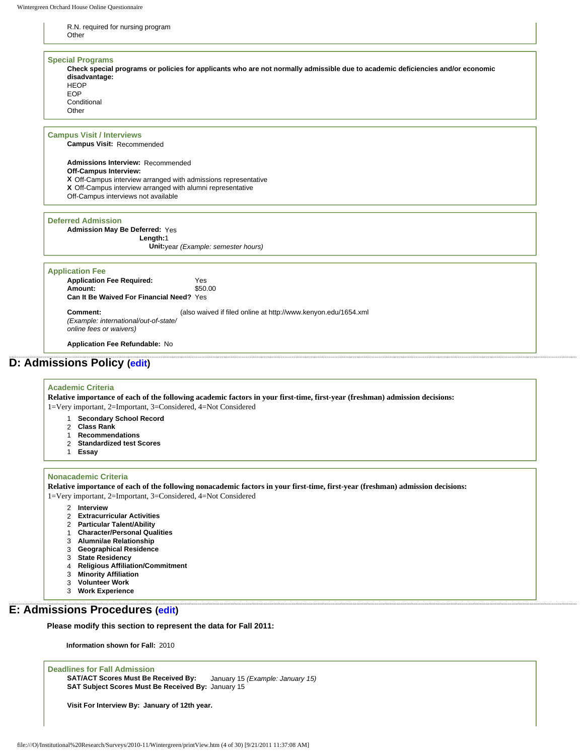R.N. required for nursing program
Other

### Special Programs

**Check special programs or policies for applicants who are not normally admissible due to academic deficiencies and/or economic disadvantage:**

HEOP
EOP
Conditional
Other

### Campus Visit / Interviews

**Campus Visit:** Recommended

**Admissions Interview:** Recommended
**Off-Campus Interview:**
**X** Off-Campus interview arranged with admissions representative
**X** Off-Campus interview arranged with alumni representative
Off-Campus interviews not available

### Deferred Admission

**Admission May Be Deferred:** Yes
**Length:** 1
**Unit:** year *(Example: semester hours)*

### Application Fee

**Application Fee Required:** Yes
**Amount:** $50.00
**Can It Be Waived For Financial Need?** Yes

**Comment:** (also waived if filed online at http://www.kenyon.edu/1654.xml
*(Example: international/out-of-state/ online fees or waivers)*

**Application Fee Refundable:** No

## D: Admissions Policy (edit)

### Academic Criteria

**Relative importance of each of the following academic factors in your first-time, first-year (freshman) admission decisions:**
1=Very important, 2=Important, 3=Considered, 4=Not Considered

1 **Secondary School Record**
2 **Class Rank**
1 **Recommendations**
2 **Standardized test Scores**
1 **Essay**

### Nonacademic Criteria

**Relative importance of each of the following nonacademic factors in your first-time, first-year (freshman) admission decisions:**
1=Very important, 2=Important, 3=Considered, 4=Not Considered

2 **Interview**
2 **Extracurricular Activities**
2 **Particular Talent/Ability**
1 **Character/Personal Qualities**
3 **Alumni/ae Relationship**
3 **Geographical Residence**
3 **State Residency**
4 **Religious Affiliation/Commitment**
3 **Minority Affiliation**
3 **Volunteer Work**
3 **Work Experience**

## E: Admissions Procedures (edit)

**Please modify this section to represent the data for Fall 2011:**

**Information shown for Fall:** 2010

### Deadlines for Fall Admission

**SAT/ACT Scores Must Be Received By:** January 15 *(Example: January 15)*
**SAT Subject Scores Must Be Received By:** January 15

**Visit For Interview By: January of 12th year.**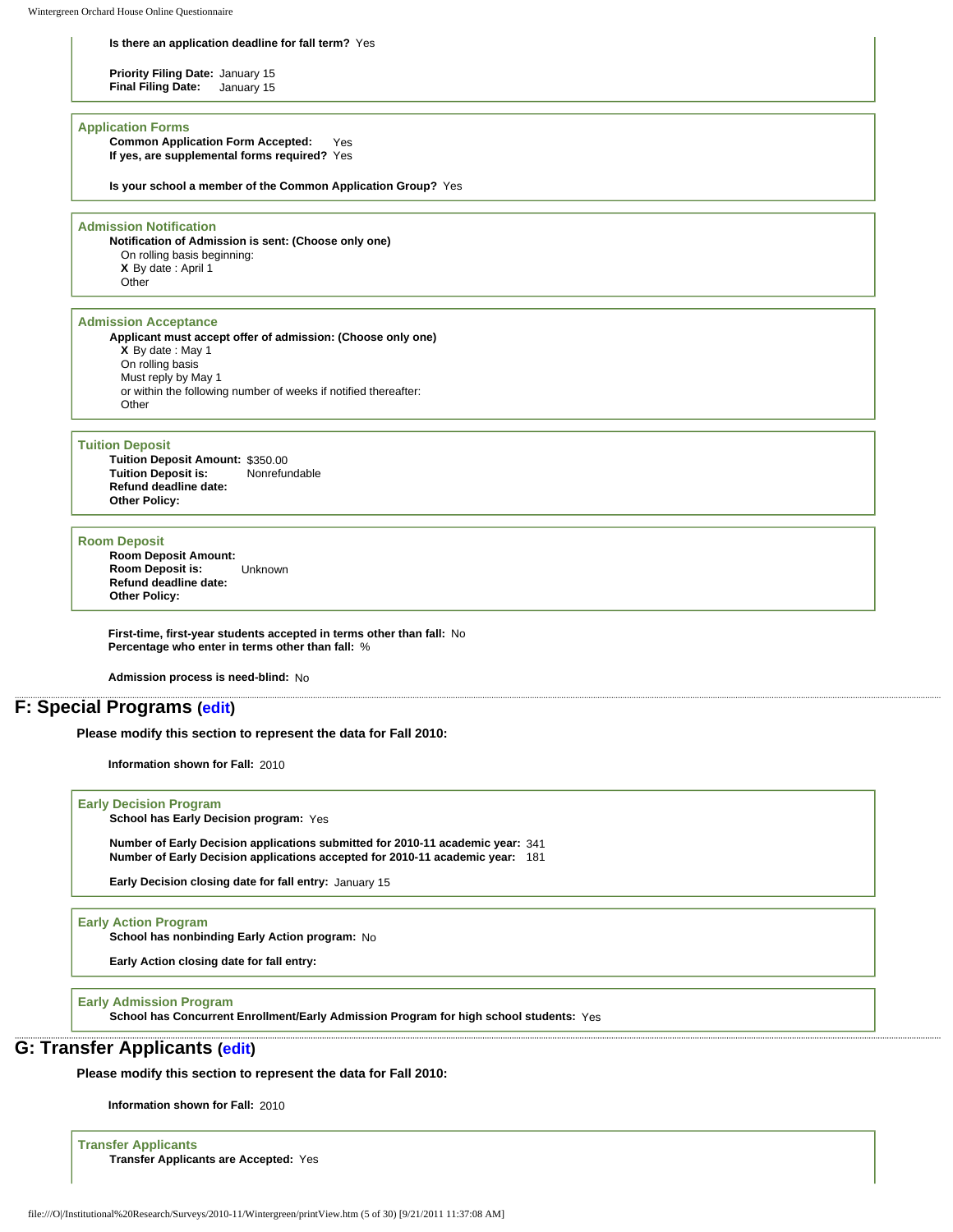**Is there an application deadline for fall term?** Yes

**Priority Filing Date:** January 15
**Final Filing Date:** January 15

### Application Forms

**Common Application Form Accepted:** Yes
**If yes, are supplemental forms required?** Yes

**Is your school a member of the Common Application Group?** Yes

### Admission Notification

**Notification of Admission is sent: (Choose only one)**

On rolling basis beginning:
**X** By date : April 1
Other

### Admission Acceptance

**Applicant must accept offer of admission: (Choose only one)**

**X** By date : May 1
On rolling basis
Must reply by May 1
or within the following number of weeks if notified thereafter:
Other

### Tuition Deposit

**Tuition Deposit Amount:** $350.00
**Tuition Deposit is:** Nonrefundable
**Refund deadline date:**
**Other Policy:**

### Room Deposit

**Room Deposit Amount:**
**Room Deposit is:** Unknown
**Refund deadline date:**
**Other Policy:**

**First-time, first-year students accepted in terms other than fall:** No
**Percentage who enter in terms other than fall:** %

**Admission process is need-blind:** No

## F: Special Programs (edit)

**Please modify this section to represent the data for Fall 2010:**

**Information shown for Fall:** 2010

### Early Decision Program

**School has Early Decision program:** Yes

**Number of Early Decision applications submitted for 2010-11 academic year:** 341
**Number of Early Decision applications accepted for 2010-11 academic year:** 181

**Early Decision closing date for fall entry:** January 15

### Early Action Program

**School has nonbinding Early Action program:** No

**Early Action closing date for fall entry:**

### Early Admission Program

**School has Concurrent Enrollment/Early Admission Program for high school students:** Yes

## G: Transfer Applicants (edit)

**Please modify this section to represent the data for Fall 2010:**

**Information shown for Fall:** 2010

### Transfer Applicants

**Transfer Applicants are Accepted:** Yes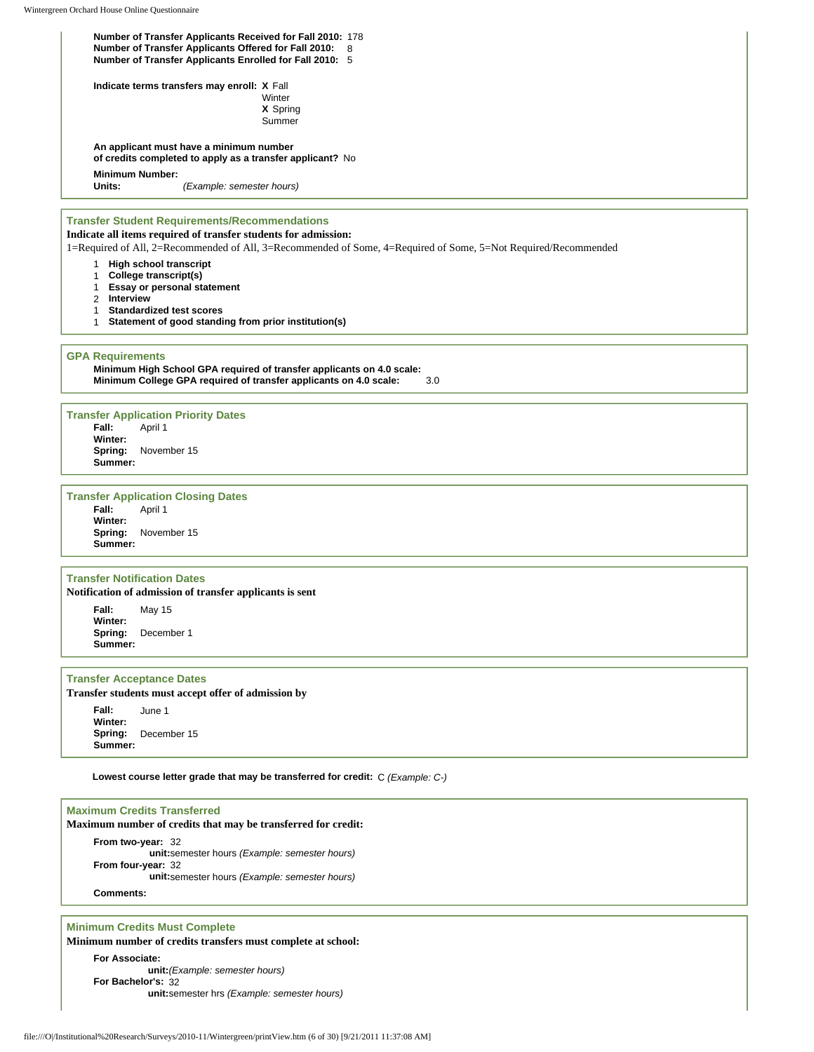**Number of Transfer Applicants Received for Fall 2010:** 178
**Number of Transfer Applicants Offered for Fall 2010:** 8
**Number of Transfer Applicants Enrolled for Fall 2010:** 5

**Indicate terms transfers may enroll:**
X Fall
Winter
X Spring
Summer

**An applicant must have a minimum number of credits completed to apply as a transfer applicant?** No

**Minimum Number:**
**Units:** *(Example: semester hours)*

### Transfer Student Requirements/Recommendations

**Indicate all items required of transfer students for admission:**

1=Required of All, 2=Recommended of All, 3=Recommended of Some, 4=Required of Some, 5=Not Required/Recommended

- 1 **High school transcript**
- 1 **College transcript(s)**
- 1 **Essay or personal statement**
- 2 **Interview**
- 1 **Standardized test scores**
- 1 **Statement of good standing from prior institution(s)**

### GPA Requirements

**Minimum High School GPA required of transfer applicants on 4.0 scale:**
**Minimum College GPA required of transfer applicants on 4.0 scale:** 3.0

### Transfer Application Priority Dates

**Fall:** April 1
**Winter:**
**Spring:** November 15
**Summer:**

### Transfer Application Closing Dates

**Fall:** April 1
**Winter:**
**Spring:** November 15
**Summer:**

### Transfer Notification Dates

**Notification of admission of transfer applicants is sent**

**Fall:** May 15
**Winter:**
**Spring:** December 1
**Summer:**

### Transfer Acceptance Dates

**Transfer students must accept offer of admission by**

**Fall:** June 1
**Winter:**
**Spring:** December 15
**Summer:**

**Lowest course letter grade that may be transferred for credit:** C *(Example: C-)*

### Maximum Credits Transferred

**Maximum number of credits that may be transferred for credit:**

**From two-year:** 32
**unit:** semester hours *(Example: semester hours)*
**From four-year:** 32
**unit:** semester hours *(Example: semester hours)*
**Comments:**

### Minimum Credits Must Complete

**Minimum number of credits transfers must complete at school:**

**For Associate:**
**unit:** *(Example: semester hours)*
**For Bachelor's:** 32
**unit:** semester hrs *(Example: semester hours)*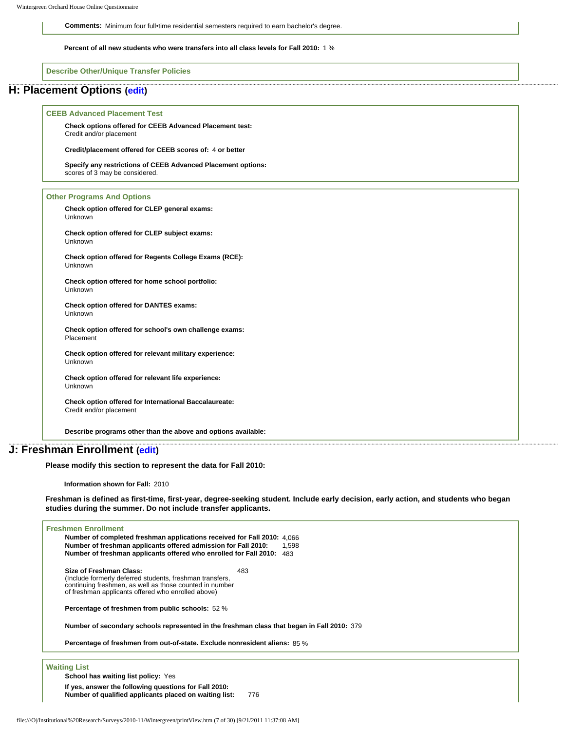**Comments:** Minimum four full•time residential semesters required to earn bachelor's degree.

**Percent of all new students who were transfers into all class levels for Fall 2010:** 1 %

**Describe Other/Unique Transfer Policies**

## H: Placement Options (edit)

**CEEB Advanced Placement Test**

**Check options offered for CEEB Advanced Placement test:**
Credit and/or placement

**Credit/placement offered for CEEB scores of:** 4 **or better**

**Specify any restrictions of CEEB Advanced Placement options:**
scores of 3 may be considered.

**Other Programs And Options**

**Check option offered for CLEP general exams:**
Unknown

**Check option offered for CLEP subject exams:**
Unknown

**Check option offered for Regents College Exams (RCE):**
Unknown

**Check option offered for home school portfolio:**
Unknown

**Check option offered for DANTES exams:**
Unknown

**Check option offered for school's own challenge exams:**
Placement

**Check option offered for relevant military experience:**
Unknown

**Check option offered for relevant life experience:**
Unknown

**Check option offered for International Baccalaureate:**
Credit and/or placement

**Describe programs other than the above and options available:**

## J: Freshman Enrollment (edit)

**Please modify this section to represent the data for Fall 2010:**

**Information shown for Fall:** 2010

**Freshman is defined as first-time, first-year, degree-seeking student. Include early decision, early action, and students who began studies during the summer. Do not include transfer applicants.**

**Freshmen Enrollment**

**Number of completed freshman applications received for Fall 2010:** 4,066
**Number of freshman applicants offered admission for Fall 2010:** 1,598
**Number of freshman applicants offered who enrolled for Fall 2010:** 483

**Size of Freshman Class:** 483
(Include formerly deferred students, freshman transfers, continuing freshmen, as well as those counted in number of freshman applicants offered who enrolled above)

**Percentage of freshmen from public schools:** 52 %

**Number of secondary schools represented in the freshman class that began in Fall 2010:** 379

**Percentage of freshmen from out-of-state. Exclude nonresident aliens:** 85 %

**Waiting List**

**School has waiting list policy:** Yes

**If yes, answer the following questions for Fall 2010:**
**Number of qualified applicants placed on waiting list:** 776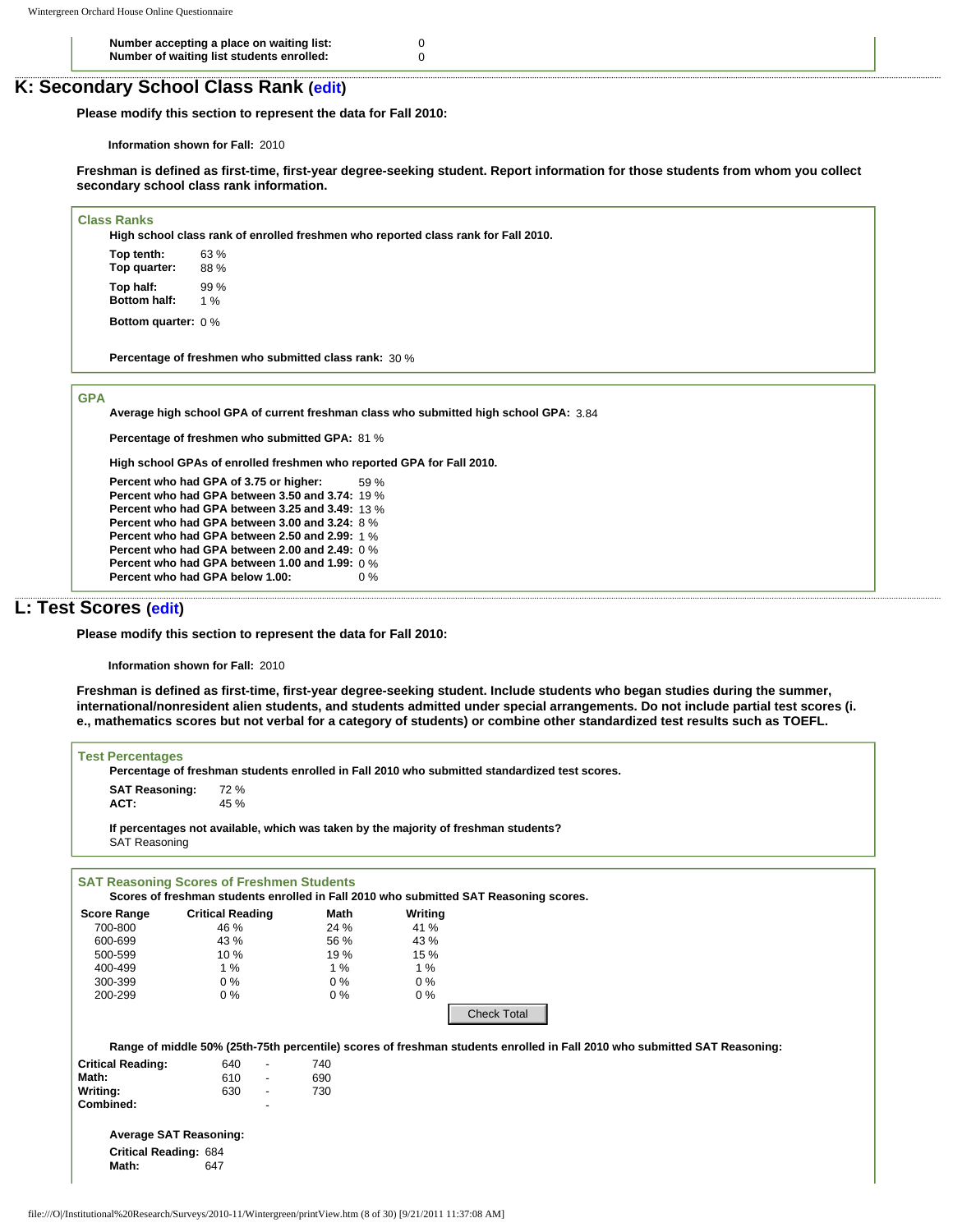| | |
|---|---|
| **Number accepting a place on waiting list:** | 0 |
| **Number of waiting list students enrolled:** | 0 |

## K: Secondary School Class Rank (edit)

**Please modify this section to represent the data for Fall 2010:**

**Information shown for Fall:** 2010

**Freshman is defined as first-time, first-year degree-seeking student. Report information for those students from whom you collect secondary school class rank information.**

### Class Ranks

**High school class rank of enrolled freshmen who reported class rank for Fall 2010.**

| | |
|---|---|
| **Top tenth:** | 63 % |
| **Top quarter:** | 88 % |
| **Top half:** | 99 % |
| **Bottom half:** | 1 % |
| **Bottom quarter:** | 0 % |

**Percentage of freshmen who submitted class rank:** 30 %

### GPA

**Average high school GPA of current freshman class who submitted high school GPA:** 3.84

**Percentage of freshmen who submitted GPA:** 81 %

**High school GPAs of enrolled freshmen who reported GPA for Fall 2010.**

| | |
|---|---|
| **Percent who had GPA of 3.75 or higher:** | 59 % |
| **Percent who had GPA between 3.50 and 3.74:** | 19 % |
| **Percent who had GPA between 3.25 and 3.49:** | 13 % |
| **Percent who had GPA between 3.00 and 3.24:** | 8 % |
| **Percent who had GPA between 2.50 and 2.99:** | 1 % |
| **Percent who had GPA between 2.00 and 2.49:** | 0 % |
| **Percent who had GPA between 1.00 and 1.99:** | 0 % |
| **Percent who had GPA below 1.00:** | 0 % |

## L: Test Scores (edit)

**Please modify this section to represent the data for Fall 2010:**

**Information shown for Fall:** 2010

**Freshman is defined as first-time, first-year degree-seeking student. Include students who began studies during the summer, international/nonresident alien students, and students admitted under special arrangements. Do not include partial test scores (i. e., mathematics scores but not verbal for a category of students) or combine other standardized test results such as TOEFL.**

### Test Percentages

**Percentage of freshman students enrolled in Fall 2010 who submitted standardized test scores.**

| | |
|---|---|
| **SAT Reasoning:** | 72 % |
| **ACT:** | 45 % |

**If percentages not available, which was taken by the majority of freshman students?**
SAT Reasoning

### SAT Reasoning Scores of Freshmen Students

**Scores of freshman students enrolled in Fall 2010 who submitted SAT Reasoning scores.**

| Score Range | Critical Reading | Math | Writing |
|---|---|---|---|
| 700-800 | 46 % | 24 % | 41 % |
| 600-699 | 43 % | 56 % | 43 % |
| 500-599 | 10 % | 19 % | 15 % |
| 400-499 | 1 % | 1 % | 1 % |
| 300-399 | 0 % | 0 % | 0 % |
| 200-299 | 0 % | 0 % | 0 % |

Check Total

**Range of middle 50% (25th-75th percentile) scores of freshman students enrolled in Fall 2010 who submitted SAT Reasoning:**

| | | | |
|---|---|---|---|
| **Critical Reading:** | 640 | - | 740 |
| **Math:** | 610 | - | 690 |
| **Writing:** | 630 | - | 730 |
| **Combined:** | | - | |

**Average SAT Reasoning:**

| | |
|---|---|
| **Critical Reading:** | 684 |
| **Math:** | 647 |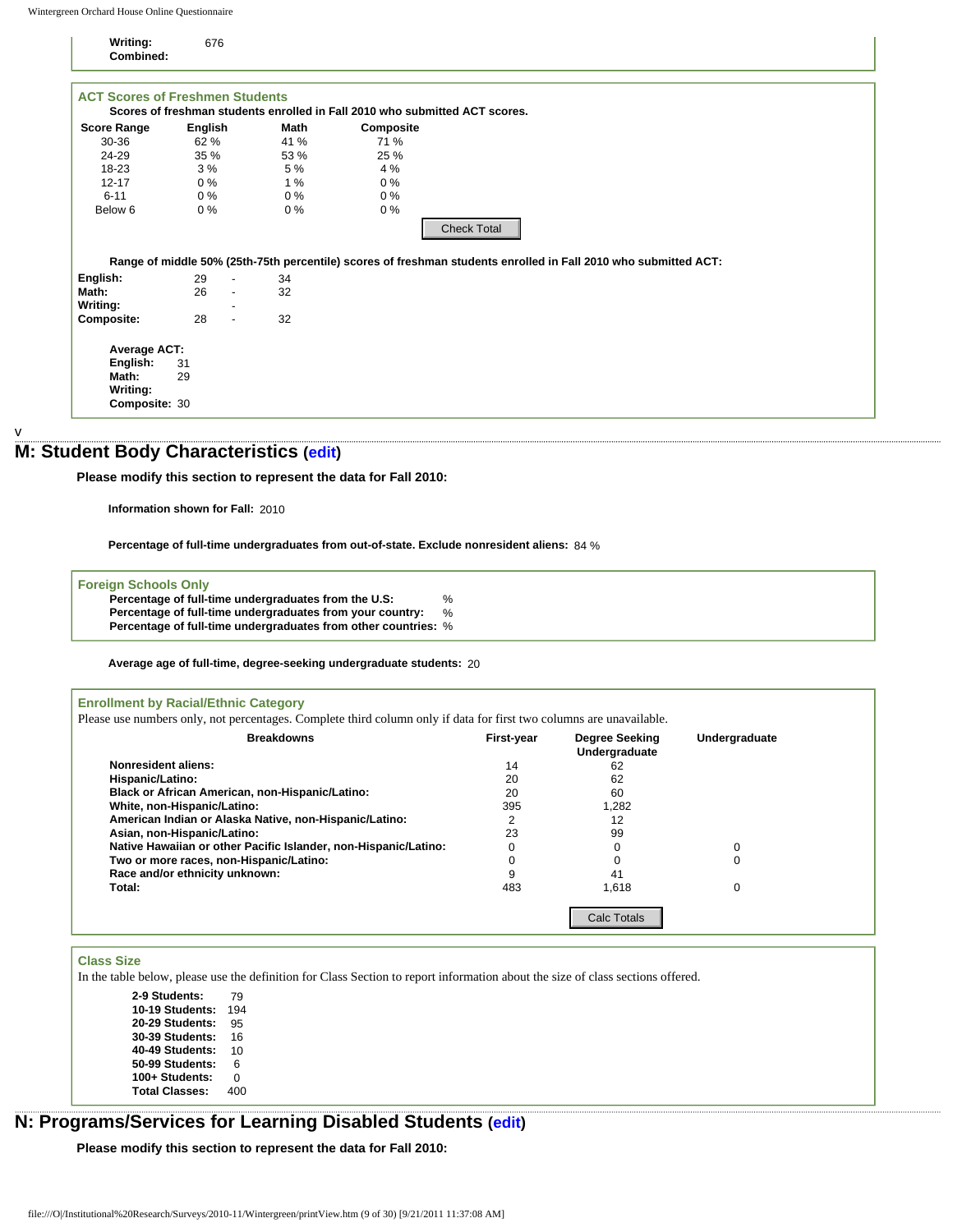**Writing:** 676
**Combined:**

### ACT Scores of Freshmen Students

**Scores of freshman students enrolled in Fall 2010 who submitted ACT scores.**

| Score Range | English | Math | Composite |
|---|---|---|---|
| 30-36 | 62 % | 41 % | 71 % |
| 24-29 | 35 % | 53 % | 25 % |
| 18-23 | 3 % | 5 % | 4 % |
| 12-17 | 0 % | 1 % | 0 % |
| 6-11 | 0 % | 0 % | 0 % |
| Below 6 | 0 % | 0 % | 0 % |

Check Total

**Range of middle 50% (25th-75th percentile) scores of freshman students enrolled in Fall 2010 who submitted ACT:**

| | | | |
|---|---|---|---|
| **English:** | 29 | - | 34 |
| **Math:** | 26 | - | 32 |
| **Writing:** | | - | |
| **Composite:** | 28 | - | 32 |

**Average ACT:**
**English:** 31
**Math:** 29
**Writing:**
**Composite:** 30

v

## M: Student Body Characteristics (edit)

**Please modify this section to represent the data for Fall 2010:**

**Information shown for Fall:** 2010

**Percentage of full-time undergraduates from out-of-state. Exclude nonresident aliens:** 84 %

### Foreign Schools Only

**Percentage of full-time undergraduates from the U.S.:** %
**Percentage of full-time undergraduates from your country:** %
**Percentage of full-time undergraduates from other countries:** %

**Average age of full-time, degree-seeking undergraduate students:** 20

### Enrollment by Racial/Ethnic Category

Please use numbers only, not percentages. Complete third column only if data for first two columns are unavailable.

| Breakdowns | First-year | Degree Seeking Undergraduate | Undergraduate |
|---|---|---|---|
| **Nonresident aliens:** | 14 | 62 | |
| **Hispanic/Latino:** | 20 | 62 | |
| **Black or African American, non-Hispanic/Latino:** | 20 | 60 | |
| **White, non-Hispanic/Latino:** | 395 | 1,282 | |
| **American Indian or Alaska Native, non-Hispanic/Latino:** | 2 | 12 | |
| **Asian, non-Hispanic/Latino:** | 23 | 99 | |
| **Native Hawaiian or other Pacific Islander, non-Hispanic/Latino:** | 0 | 0 | 0 |
| **Two or more races, non-Hispanic/Latino:** | 0 | 0 | 0 |
| **Race and/or ethnicity unknown:** | 9 | 41 | |
| **Total:** | 483 | 1,618 | 0 |

Calc Totals

### Class Size

In the table below, please use the definition for Class Section to report information about the size of class sections offered.

| | |
|---|---|
| **2-9 Students:** | 79 |
| **10-19 Students:** | 194 |
| **20-29 Students:** | 95 |
| **30-39 Students:** | 16 |
| **40-49 Students:** | 10 |
| **50-99 Students:** | 6 |
| **100+ Students:** | 0 |
| **Total Classes:** | 400 |

## N: Programs/Services for Learning Disabled Students (edit)

**Please modify this section to represent the data for Fall 2010:**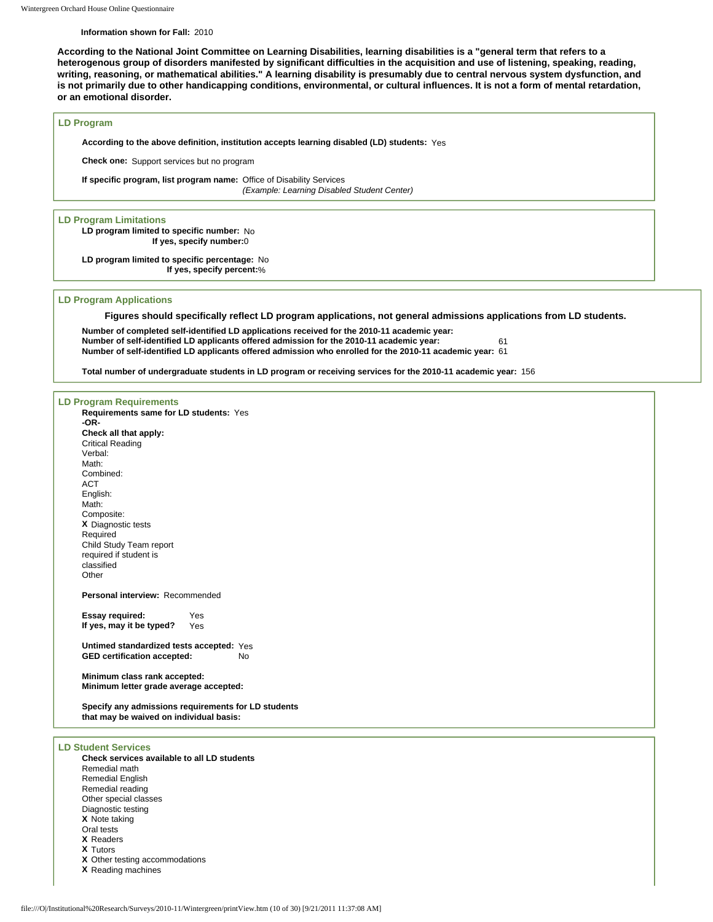**Information shown for Fall:** 2010

**According to the National Joint Committee on Learning Disabilities, learning disabilities is a "general term that refers to a heterogenous group of disorders manifested by significant difficulties in the acquisition and use of listening, speaking, reading, writing, reasoning, or mathematical abilities." A learning disability is presumably due to central nervous system dysfunction, and is not primarily due to other handicapping conditions, environmental, or cultural influences. It is not a form of mental retardation, or an emotional disorder.**

### LD Program

**According to the above definition, institution accepts learning disabled (LD) students:** Yes

**Check one:** Support services but no program

**If specific program, list program name:** Office of Disability Services
*(Example: Learning Disabled Student Center)*

### LD Program Limitations

**LD program limited to specific number:** No
**If yes, specify number:** 0

**LD program limited to specific percentage:** No
**If yes, specify percent:** %

### LD Program Applications

**Figures should specifically reflect LD program applications, not general admissions applications from LD students.**

**Number of completed self-identified LD applications received for the 2010-11 academic year:**
**Number of self-identified LD applicants offered admission for the 2010-11 academic year:** 61
**Number of self-identified LD applicants offered admission who enrolled for the 2010-11 academic year:** 61

**Total number of undergraduate students in LD program or receiving services for the 2010-11 academic year:** 156

### LD Program Requirements

**Requirements same for LD students:** Yes
**-OR-**
**Check all that apply:**
Critical Reading
Verbal:
Math:
Combined:
ACT
English:
Math:
Composite:
**X** Diagnostic tests
Required
Child Study Team report required if student is classified
Other

**Personal interview:** Recommended

**Essay required:** Yes
**If yes, may it be typed?** Yes

**Untimed standardized tests accepted:** Yes
**GED certification accepted:** No

**Minimum class rank accepted:**
**Minimum letter grade average accepted:**

**Specify any admissions requirements for LD students that may be waived on individual basis:**

### LD Student Services

**Check services available to all LD students**
Remedial math
Remedial English
Remedial reading
Other special classes
Diagnostic testing
**X** Note taking
Oral tests
**X** Readers
**X** Tutors
**X** Other testing accommodations
**X** Reading machines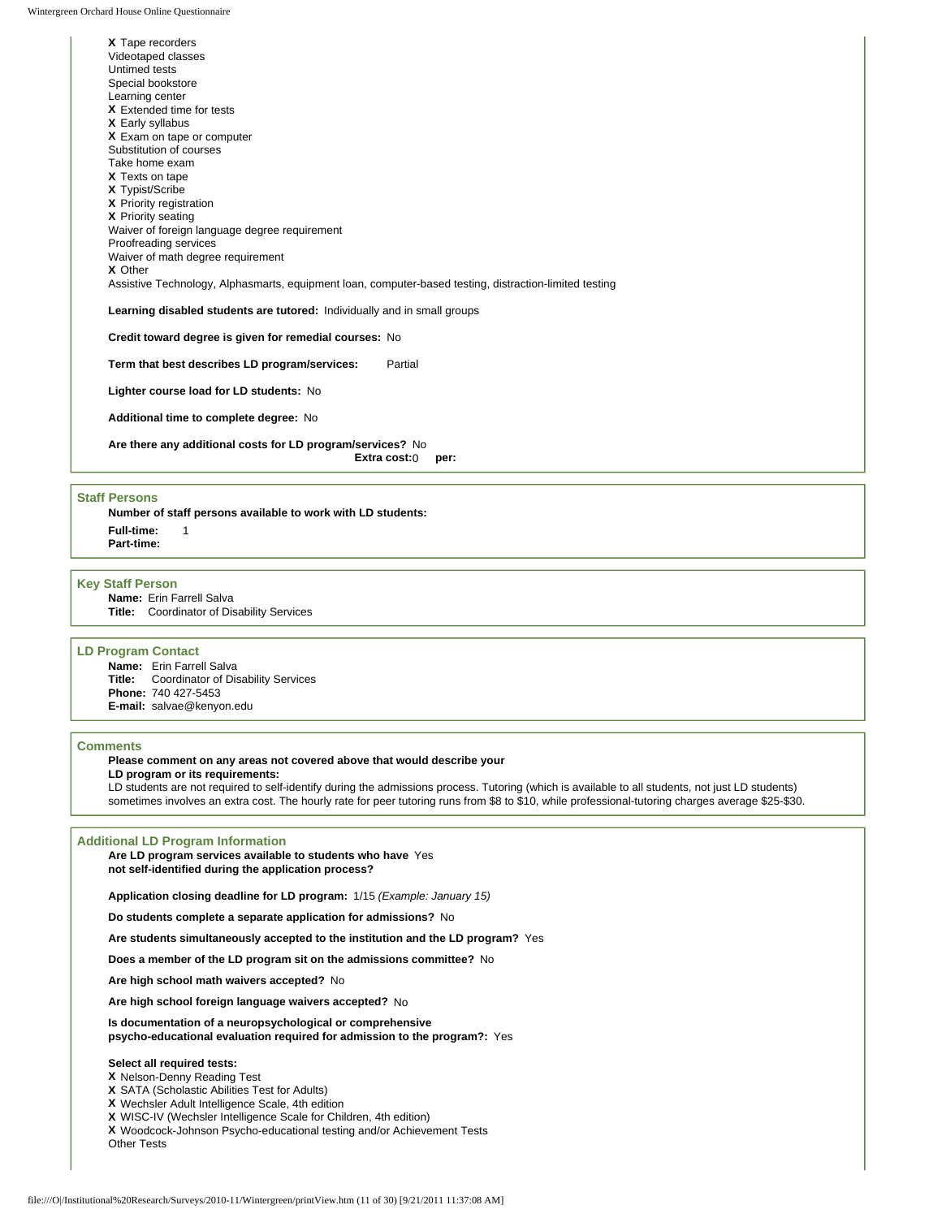**X** Tape recorders
Videotaped classes
Untimed tests
Special bookstore
Learning center
**X** Extended time for tests
**X** Early syllabus
**X** Exam on tape or computer
Substitution of courses
Take home exam
**X** Texts on tape
**X** Typist/Scribe
**X** Priority registration
**X** Priority seating
Waiver of foreign language degree requirement
Proofreading services
Waiver of math degree requirement
**X** Other
Assistive Technology, Alphasmarts, equipment loan, computer-based testing, distraction-limited testing

**Learning disabled students are tutored:** Individually and in small groups

**Credit toward degree is given for remedial courses:** No

**Term that best describes LD program/services:** Partial

**Lighter course load for LD students:** No

**Additional time to complete degree:** No

**Are there any additional costs for LD program/services?** No
**Extra cost:** 0 **per:**

## Staff Persons

**Number of staff persons available to work with LD students:**

**Full-time:** 1
**Part-time:**

## Key Staff Person

**Name:** Erin Farrell Salva
**Title:** Coordinator of Disability Services

## LD Program Contact

**Name:** Erin Farrell Salva
**Title:** Coordinator of Disability Services
**Phone:** 740 427-5453
**E-mail:** salvae@kenyon.edu

## Comments

**Please comment on any areas not covered above that would describe your LD program or its requirements:**

LD students are not required to self-identify during the admissions process. Tutoring (which is available to all students, not just LD students) sometimes involves an extra cost. The hourly rate for peer tutoring runs from $8 to $10, while professional-tutoring charges average $25-$30.

## Additional LD Program Information

**Are LD program services available to students who have not self-identified during the application process?** Yes

**Application closing deadline for LD program:** 1/15 *(Example: January 15)*

**Do students complete a separate application for admissions?** No

**Are students simultaneously accepted to the institution and the LD program?** Yes

**Does a member of the LD program sit on the admissions committee?** No

**Are high school math waivers accepted?** No

**Are high school foreign language waivers accepted?** No

**Is documentation of a neuropsychological or comprehensive psycho-educational evaluation required for admission to the program?:** Yes

**Select all required tests:**
**X** Nelson-Denny Reading Test
**X** SATA (Scholastic Abilities Test for Adults)
**X** Wechsler Adult Intelligence Scale, 4th edition
**X** WISC-IV (Wechsler Intelligence Scale for Children, 4th edition)
**X** Woodcock-Johnson Psycho-educational testing and/or Achievement Tests
Other Tests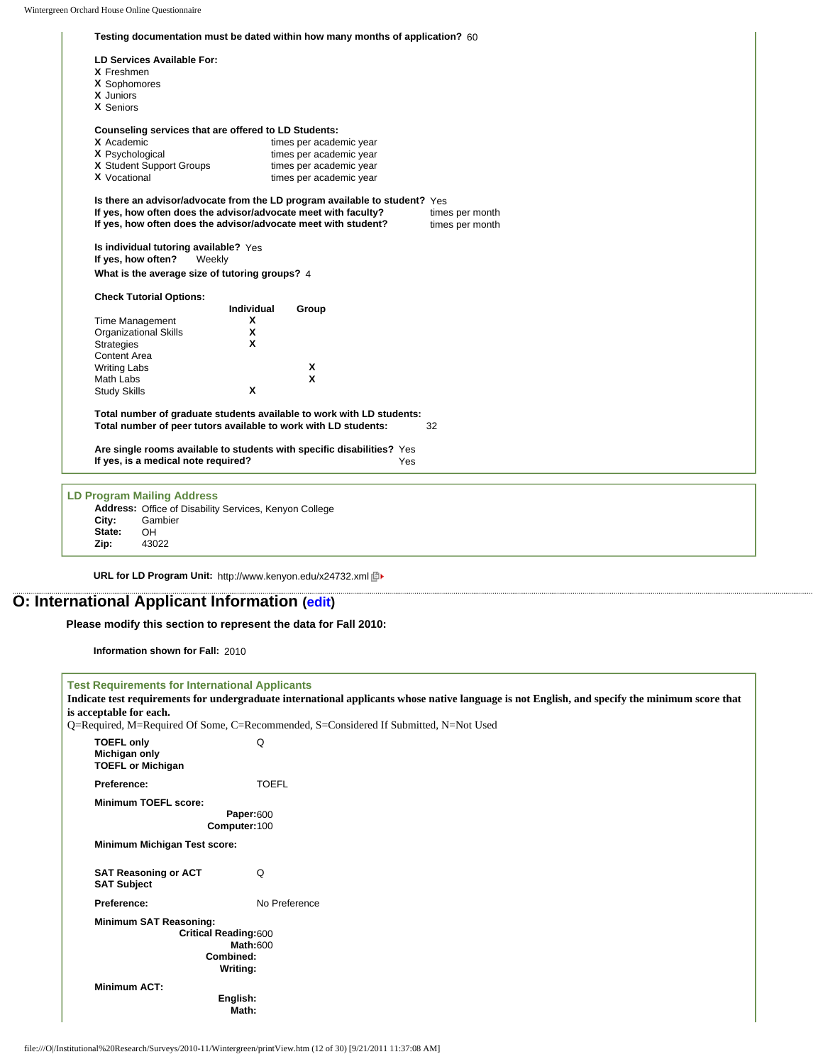**Testing documentation must be dated within how many months of application?** 60

**LD Services Available For:**

**X** Freshmen
**X** Sophomores
**X** Juniors
**X** Seniors

**Counseling services that are offered to LD Students:**

| | |
|---|---|
| **X** Academic | times per academic year |
| **X** Psychological | times per academic year |
| **X** Student Support Groups | times per academic year |
| **X** Vocational | times per academic year |

**Is there an advisor/advocate from the LD program available to student?** Yes
**If yes, how often does the advisor/advocate meet with faculty?** times per month
**If yes, how often does the advisor/advocate meet with student?** times per month

**Is individual tutoring available?** Yes
**If yes, how often?** Weekly
**What is the average size of tutoring groups?** 4

**Check Tutorial Options:**

| | Individual | Group |
|---|---|---|
| Time Management | X | |
| Organizational Skills | X | |
| Strategies | X | |
| Content Area | | |
| Writing Labs | | X |
| Math Labs | | X |
| Study Skills | X | |

**Total number of graduate students available to work with LD students:**
**Total number of peer tutors available to work with LD students:** 32

**Are single rooms available to students with specific disabilities?** Yes
**If yes, is a medical note required?** Yes

### LD Program Mailing Address

**Address:** Office of Disability Services, Kenyon College
**City:** Gambier
**State:** OH
**Zip:** 43022

**URL for LD Program Unit:** http://www.kenyon.edu/x24732.xml

## O: International Applicant Information (edit)

**Please modify this section to represent the data for Fall 2010:**

**Information shown for Fall:** 2010

### Test Requirements for International Applicants

**Indicate test requirements for undergraduate international applicants whose native language is not English, and specify the minimum score that is acceptable for each.**

Q=Required, M=Required Of Some, C=Recommended, S=Considered If Submitted, N=Not Used

**TOEFL only** Q
**Michigan only**
**TOEFL or Michigan**

**Preference:** TOEFL

**Minimum TOEFL score:**
**Paper:** 600
**Computer:** 100

**Minimum Michigan Test score:**

**SAT Reasoning or ACT** Q
**SAT Subject**

**Preference:** No Preference

**Minimum SAT Reasoning:**
**Critical Reading:** 600
**Math:** 600
**Combined:**
**Writing:**

**Minimum ACT:**
**English:**
**Math:**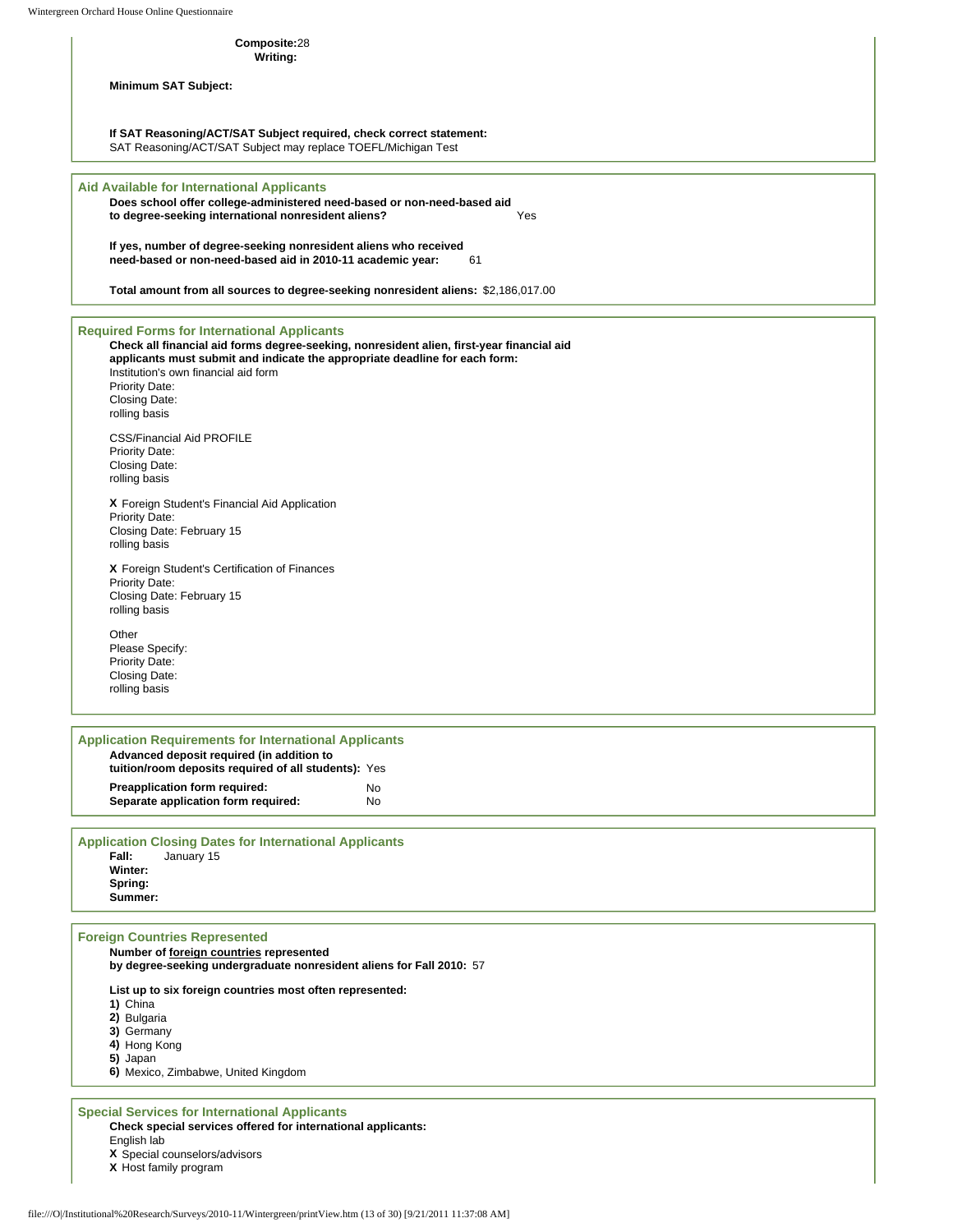**Composite:** 28
**Writing:**

**Minimum SAT Subject:**

**If SAT Reasoning/ACT/SAT Subject required, check correct statement:**
SAT Reasoning/ACT/SAT Subject may replace TOEFL/Michigan Test

### Aid Available for International Applicants

**Does school offer college-administered need-based or non-need-based aid to degree-seeking international nonresident aliens?** Yes

**If yes, number of degree-seeking nonresident aliens who received need-based or non-need-based aid in 2010-11 academic year:** 61

**Total amount from all sources to degree-seeking nonresident aliens:** $2,186,017.00

### Required Forms for International Applicants

**Check all financial aid forms degree-seeking, nonresident alien, first-year financial aid applicants must submit and indicate the appropriate deadline for each form:**

Institution's own financial aid form
Priority Date:
Closing Date:
rolling basis

CSS/Financial Aid PROFILE
Priority Date:
Closing Date:
rolling basis

**X** Foreign Student's Financial Aid Application
Priority Date:
Closing Date: February 15
rolling basis

**X** Foreign Student's Certification of Finances
Priority Date:
Closing Date: February 15
rolling basis

Other
Please Specify:
Priority Date:
Closing Date:
rolling basis

### Application Requirements for International Applicants

**Advanced deposit required (in addition to tuition/room deposits required of all students):** Yes

**Preapplication form required:** No
**Separate application form required:** No

### Application Closing Dates for International Applicants

**Fall:** January 15
**Winter:**
**Spring:**
**Summer:**

### Foreign Countries Represented

**Number of foreign countries represented by degree-seeking undergraduate nonresident aliens for Fall 2010:** 57

**List up to six foreign countries most often represented:**

**1)** China
**2)** Bulgaria
**3)** Germany
**4)** Hong Kong
**5)** Japan
**6)** Mexico, Zimbabwe, United Kingdom

### Special Services for International Applicants

**Check special services offered for international applicants:**

English lab
**X** Special counselors/advisors
**X** Host family program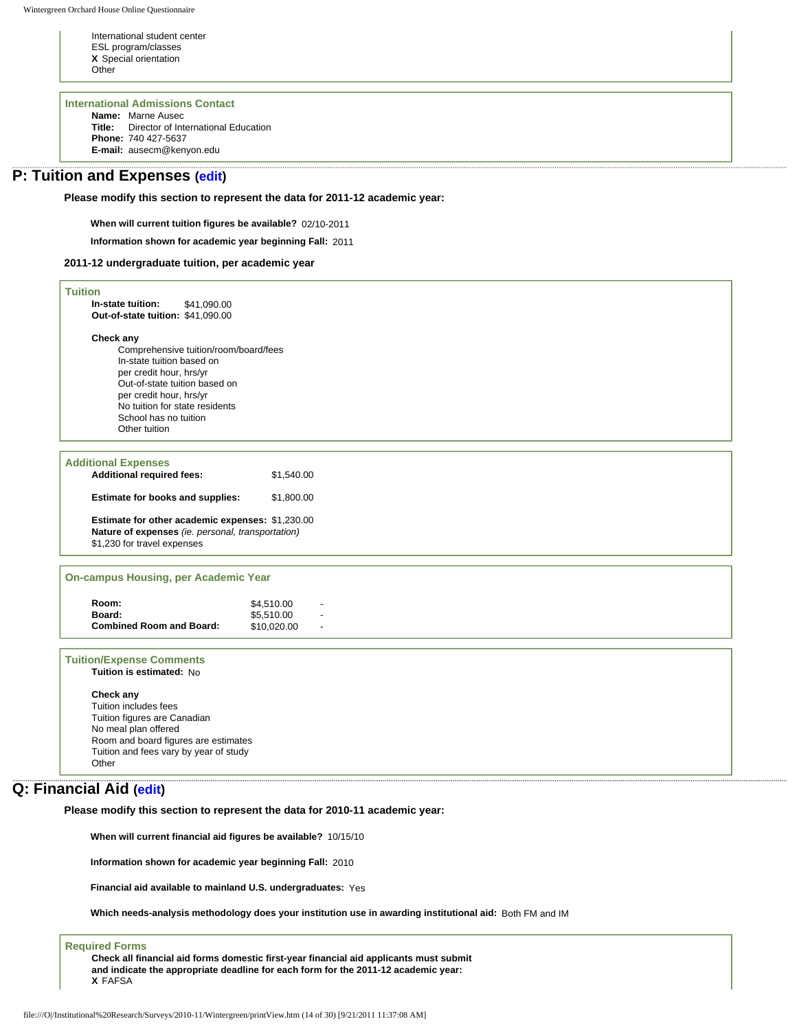International student center
ESL program/classes
**X** Special orientation
Other

**International Admissions Contact**

**Name:** Marne Ausec
**Title:** Director of International Education
**Phone:** 740 427-5637
**E-mail:** ausecm@kenyon.edu

## P: Tuition and Expenses (edit)

**Please modify this section to represent the data for 2011-12 academic year:**

**When will current tuition figures be available?** 02/10-2011

**Information shown for academic year beginning Fall:** 2011

**2011-12 undergraduate tuition, per academic year**

**Tuition**

**In-state tuition:** $41,090.00
**Out-of-state tuition:** $41,090.00

**Check any**

Comprehensive tuition/room/board/fees
In-state tuition based on
per credit hour, hrs/yr
Out-of-state tuition based on
per credit hour, hrs/yr
No tuition for state residents
School has no tuition
Other tuition

**Additional Expenses**

**Additional required fees:** $1,540.00

**Estimate for books and supplies:** $1,800.00

**Estimate for other academic expenses:** $1,230.00
**Nature of expenses** *(ie. personal, transportation)*
$1,230 for travel expenses

**On-campus Housing, per Academic Year**

| | | |
|---|---|---|
| **Room:** | $4,510.00 | - |
| **Board:** | $5,510.00 | - |
| **Combined Room and Board:** | $10,020.00 | - |

**Tuition/Expense Comments**

**Tuition is estimated:** No

**Check any**

Tuition includes fees
Tuition figures are Canadian
No meal plan offered
Room and board figures are estimates
Tuition and fees vary by year of study
Other

## Q: Financial Aid (edit)

**Please modify this section to represent the data for 2010-11 academic year:**

**When will current financial aid figures be available?** 10/15/10

**Information shown for academic year beginning Fall:** 2010

**Financial aid available to mainland U.S. undergraduates:** Yes

**Which needs-analysis methodology does your institution use in awarding institutional aid:** Both FM and IM

**Required Forms**

**Check all financial aid forms domestic first-year financial aid applicants must submit and indicate the appropriate deadline for each form for the 2011-12 academic year:**
**X** FAFSA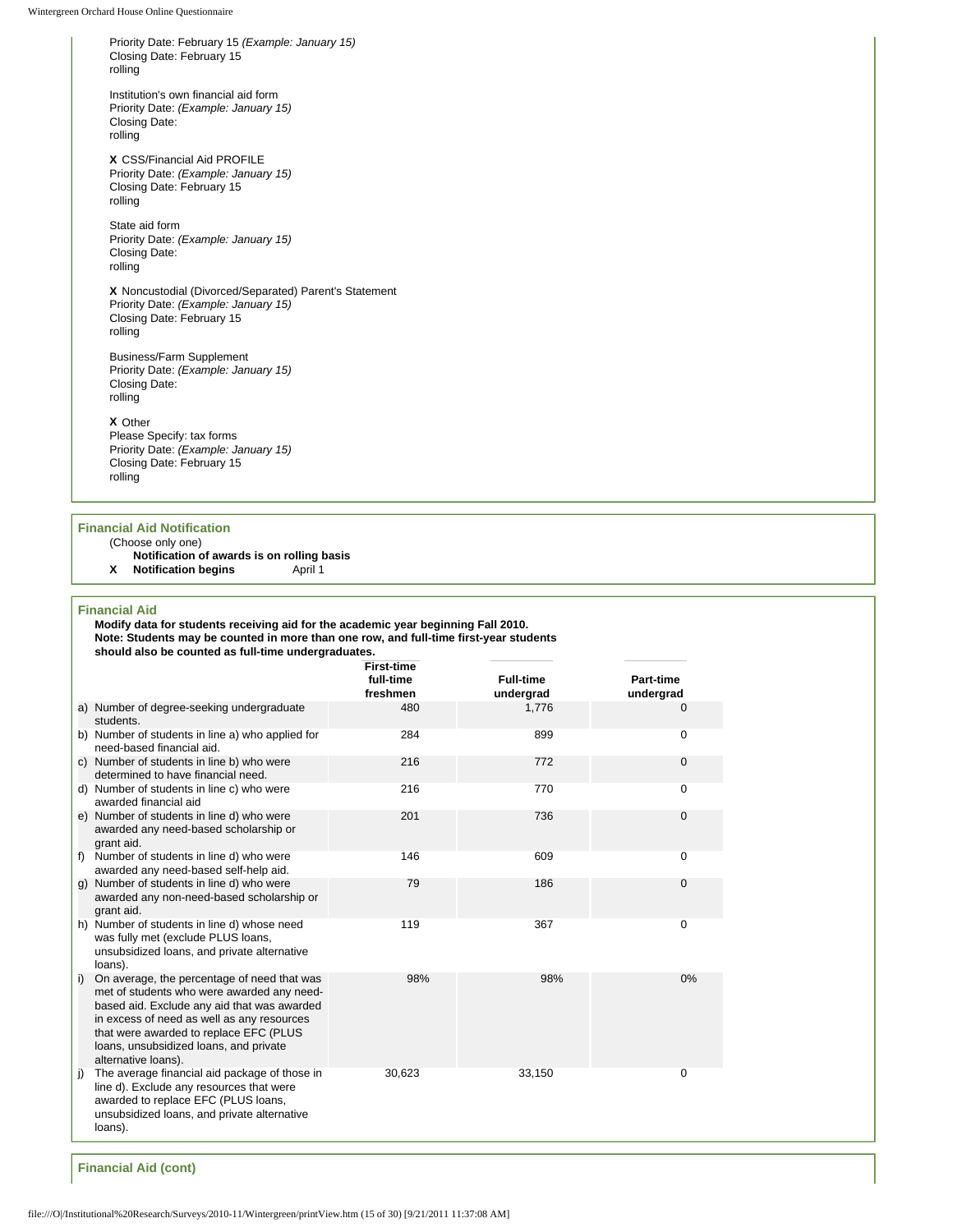Priority Date: February 15 *(Example: January 15)*
Closing Date: February 15
rolling

Institution's own financial aid form
Priority Date: *(Example: January 15)*
Closing Date:
rolling

**X** CSS/Financial Aid PROFILE
Priority Date: *(Example: January 15)*
Closing Date: February 15
rolling

State aid form
Priority Date: *(Example: January 15)*
Closing Date:
rolling

**X** Noncustodial (Divorced/Separated) Parent's Statement
Priority Date: *(Example: January 15)*
Closing Date: February 15
rolling

Business/Farm Supplement
Priority Date: *(Example: January 15)*
Closing Date:
rolling

**X** Other
Please Specify: tax forms
Priority Date: *(Example: January 15)*
Closing Date: February 15
rolling

## Financial Aid Notification

(Choose only one)

**Notification of awards is on rolling basis**

**X** **Notification begins** April 1

## Financial Aid

**Modify data for students receiving aid for the academic year beginning Fall 2010. Note: Students may be counted in more than one row, and full-time first-year students should also be counted as full-time undergraduates.**

| | First-time full-time freshmen | Full-time undergrad | Part-time undergrad |
|---|---|---|---|
| a) Number of degree-seeking undergraduate students. | 480 | 1,776 | 0 |
| b) Number of students in line a) who applied for need-based financial aid. | 284 | 899 | 0 |
| c) Number of students in line b) who were determined to have financial need. | 216 | 772 | 0 |
| d) Number of students in line c) who were awarded financial aid | 216 | 770 | 0 |
| e) Number of students in line d) who were awarded any need-based scholarship or grant aid. | 201 | 736 | 0 |
| f) Number of students in line d) who were awarded any need-based self-help aid. | 146 | 609 | 0 |
| g) Number of students in line d) who were awarded any non-need-based scholarship or grant aid. | 79 | 186 | 0 |
| h) Number of students in line d) whose need was fully met (exclude PLUS loans, unsubsidized loans, and private alternative loans). | 119 | 367 | 0 |
| i) On average, the percentage of need that was met of students who were awarded any need-based aid. Exclude any aid that was awarded in excess of need as well as any resources that were awarded to replace EFC (PLUS loans, unsubsidized loans, and private alternative loans). | 98% | 98% | 0% |
| j) The average financial aid package of those in line d). Exclude any resources that were awarded to replace EFC (PLUS loans, unsubsidized loans, and private alternative loans). | 30,623 | 33,150 | 0 |

## Financial Aid (cont)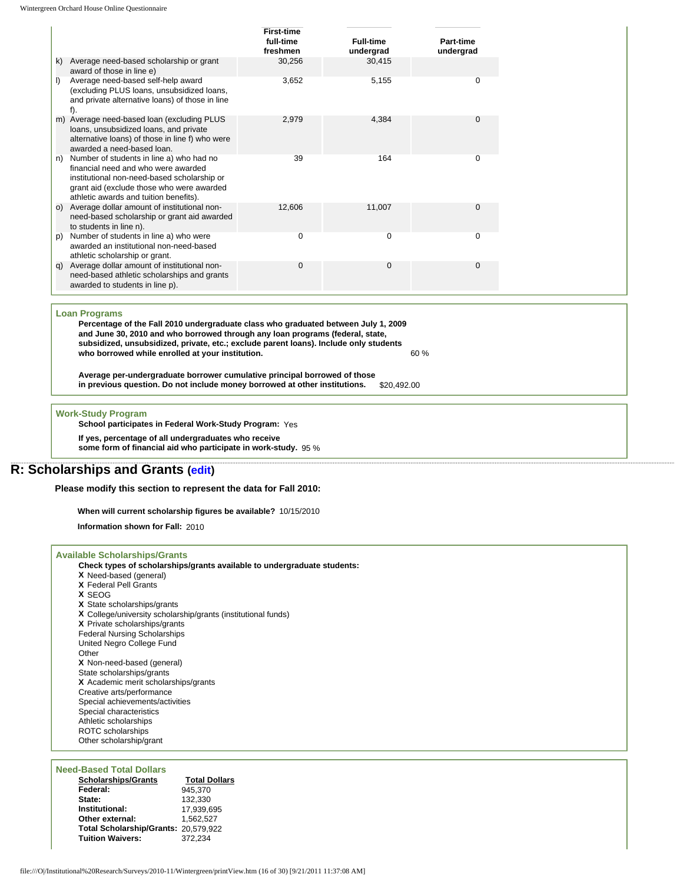| | First-time full-time freshmen | Full-time undergrad | Part-time undergrad |
|---|---|---|---|
| k) Average need-based scholarship or grant award of those in line e) | 30,256 | 30,415 | |
| l) Average need-based self-help award (excluding PLUS loans, unsubsidized loans, and private alternative loans) of those in line f). | 3,652 | 5,155 | 0 |
| m) Average need-based loan (excluding PLUS loans, unsubsidized loans, and private alternative loans) of those in line f) who were awarded a need-based loan. | 2,979 | 4,384 | 0 |
| n) Number of students in line a) who had no financial need and who were awarded institutional non-need-based scholarship or grant aid (exclude those who were awarded athletic awards and tuition benefits). | 39 | 164 | 0 |
| o) Average dollar amount of institutional non-need-based scholarship or grant aid awarded to students in line n). | 12,606 | 11,007 | 0 |
| p) Number of students in line a) who were awarded an institutional non-need-based athletic scholarship or grant. | 0 | 0 | 0 |
| q) Average dollar amount of institutional non-need-based athletic scholarships and grants awarded to students in line p). | 0 | 0 | 0 |

**Loan Programs**

**Percentage of the Fall 2010 undergraduate class who graduated between July 1, 2009 and June 30, 2010 and who borrowed through any loan programs (federal, state, subsidized, unsubsidized, private, etc.; exclude parent loans). Include only students who borrowed while enrolled at your institution.** 60 %

**Average per-undergraduate borrower cumulative principal borrowed of those in previous question. Do not include money borrowed at other institutions.** $20,492.00

**Work-Study Program**

**School participates in Federal Work-Study Program:** Yes

**If yes, percentage of all undergraduates who receive some form of financial aid who participate in work-study.** 95 %

## R: Scholarships and Grants (edit)

**Please modify this section to represent the data for Fall 2010:**

**When will current scholarship figures be available?** 10/15/2010

**Information shown for Fall:** 2010

**Available Scholarships/Grants**

**Check types of scholarships/grants available to undergraduate students:**

X Need-based (general)
X Federal Pell Grants
X SEOG
X State scholarships/grants
X College/university scholarship/grants (institutional funds)
X Private scholarships/grants
Federal Nursing Scholarships
United Negro College Fund
Other
X Non-need-based (general)
State scholarships/grants
X Academic merit scholarships/grants
Creative arts/performance
Special achievements/activities
Special characteristics
Athletic scholarships
ROTC scholarships
Other scholarship/grant

**Need-Based Total Dollars**

| Scholarships/Grants | Total Dollars |
|---|---|
| **Federal:** | 945,370 |
| **State:** | 132,330 |
| **Institutional:** | 17,939,695 |
| **Other external:** | 1,562,527 |
| **Total Scholarship/Grants:** | 20,579,922 |
| **Tuition Waivers:** | 372,234 |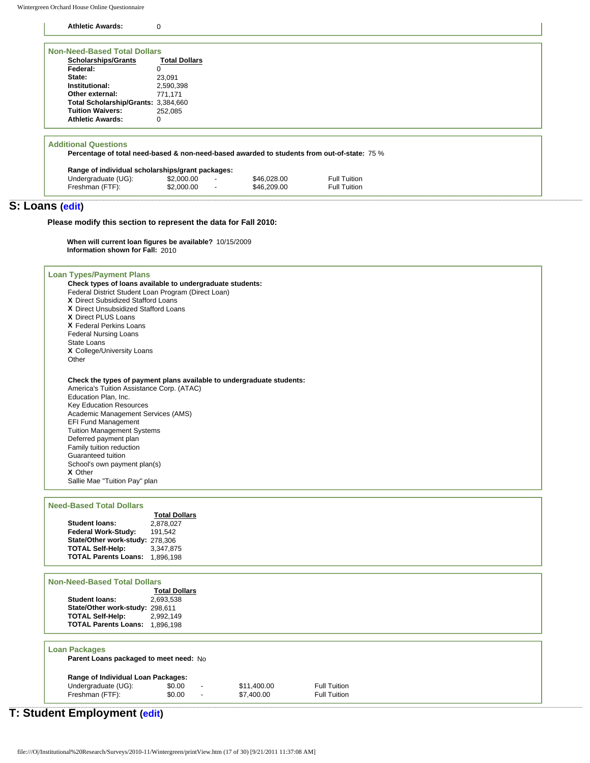| | |
|---|---|
| **Athletic Awards:** | 0 |

### Non-Need-Based Total Dollars

| **Scholarships/Grants** | **Total Dollars** |
|---|---|
| **Federal:** | 0 |
| **State:** | 23,091 |
| **Institutional:** | 2,590,398 |
| **Other external:** | 771,171 |
| **Total Scholarship/Grants:** | 3,384,660 |
| **Tuition Waivers:** | 252,085 |
| **Athletic Awards:** | 0 |

### Additional Questions

**Percentage of total need-based & non-need-based awarded to students from out-of-state:** 75 %

**Range of individual scholarships/grant packages:**

| | | | | |
|---|---|---|---|---|
| Undergraduate (UG): | $2,000.00 | - | $46,028.00 | Full Tuition |
| Freshman (FTF): | $2,000.00 | - | $46,209.00 | Full Tuition |

## S: Loans (edit)

**Please modify this section to represent the data for Fall 2010:**

**When will current loan figures be available?** 10/15/2009
**Information shown for Fall:** 2010

### Loan Types/Payment Plans

**Check types of loans available to undergraduate students:**

Federal District Student Loan Program (Direct Loan)
**X** Direct Subsidized Stafford Loans
**X** Direct Unsubsidized Stafford Loans
**X** Direct PLUS Loans
**X** Federal Perkins Loans
Federal Nursing Loans
State Loans
**X** College/University Loans
Other

**Check the types of payment plans available to undergraduate students:**

America's Tuition Assistance Corp. (ATAC)
Education Plan, Inc.
Key Education Resources
Academic Management Services (AMS)
EFI Fund Management
Tuition Management Systems
Deferred payment plan
Family tuition reduction
Guaranteed tuition
School's own payment plan(s)
**X** Other
Sallie Mae "Tuition Pay" plan

### Need-Based Total Dollars

| | **Total Dollars** |
|---|---|
| **Student loans:** | 2,878,027 |
| **Federal Work-Study:** | 191,542 |
| **State/Other work-study:** | 278,306 |
| **TOTAL Self-Help:** | 3,347,875 |
| **TOTAL Parents Loans:** | 1,896,198 |

### Non-Need-Based Total Dollars

| | **Total Dollars** |
|---|---|
| **Student loans:** | 2,693,538 |
| **State/Other work-study:** | 298,611 |
| **TOTAL Self-Help:** | 2,992,149 |
| **TOTAL Parents Loans:** | 1,896,198 |

### Loan Packages

**Parent Loans packaged to meet need:** No

**Range of Individual Loan Packages:**

| | | | | |
|---|---|---|---|---|
| Undergraduate (UG): | $0.00 | - | $11,400.00 | Full Tuition |
| Freshman (FTF): | $0.00 | - | $7,400.00 | Full Tuition |

## T: Student Employment (edit)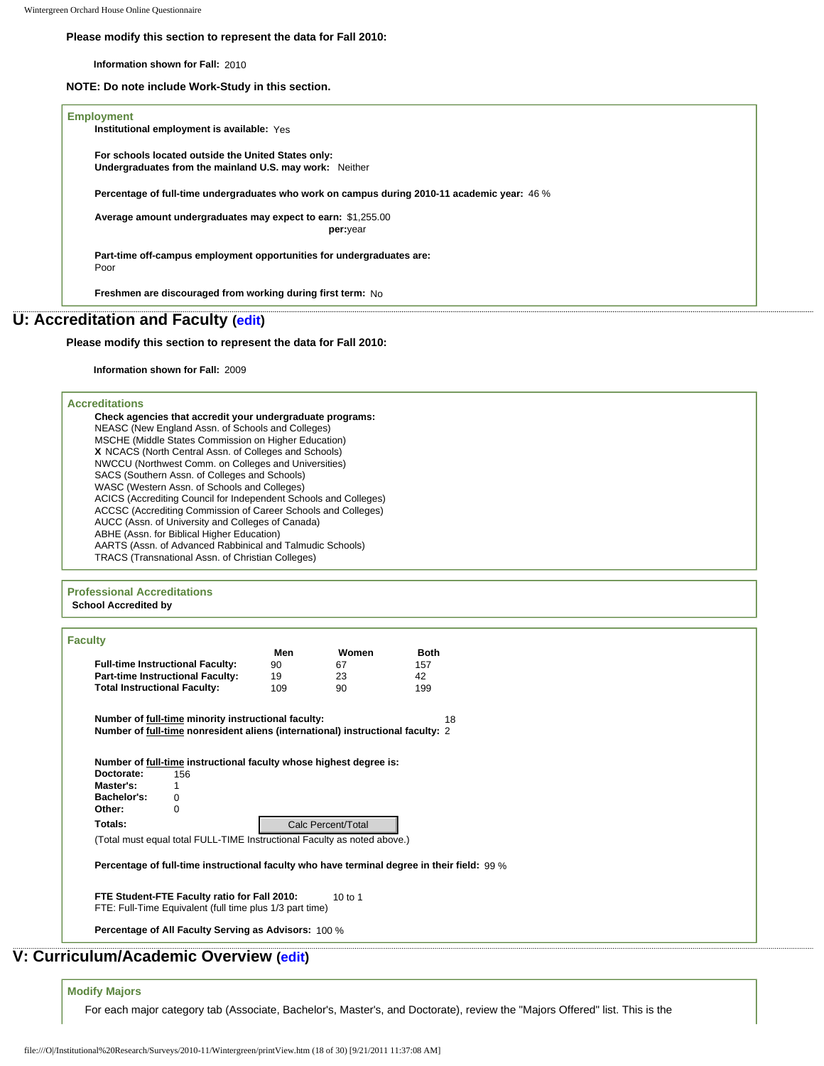**Please modify this section to represent the data for Fall 2010:**

**Information shown for Fall:** 2010

**NOTE: Do note include Work-Study in this section.**

### Employment

**Institutional employment is available:** Yes

**For schools located outside the United States only:**
**Undergraduates from the mainland U.S. may work:** Neither

**Percentage of full-time undergraduates who work on campus during 2010-11 academic year:** 46 %

**Average amount undergraduates may expect to earn:** $1,255.00
**per:** year

**Part-time off-campus employment opportunities for undergraduates are:**
Poor

**Freshmen are discouraged from working during first term:** No

## U: Accreditation and Faculty (edit)

**Please modify this section to represent the data for Fall 2010:**

**Information shown for Fall:** 2009

### Accreditations

**Check agencies that accredit your undergraduate programs:**

NEASC (New England Assn. of Schools and Colleges)
MSCHE (Middle States Commission on Higher Education)
**X** NCACS (North Central Assn. of Colleges and Schools)
NWCCU (Northwest Comm. on Colleges and Universities)
SACS (Southern Assn. of Colleges and Schools)
WASC (Western Assn. of Schools and Colleges)
ACICS (Accrediting Council for Independent Schools and Colleges)
ACCSC (Accrediting Commission of Career Schools and Colleges)
AUCC (Assn. of University and Colleges of Canada)
ABHE (Assn. for Biblical Higher Education)
AARTS (Assn. of Advanced Rabbinical and Talmudic Schools)
TRACS (Transnational Assn. of Christian Colleges)

### Professional Accreditations

**School Accredited by**

### Faculty

| | Men | Women | Both |
|---|---|---|---|
| **Full-time Instructional Faculty:** | 90 | 67 | 157 |
| **Part-time Instructional Faculty:** | 19 | 23 | 42 |
| **Total Instructional Faculty:** | 109 | 90 | 199 |

**Number of full-time minority instructional faculty:** 18
**Number of full-time nonresident aliens (international) instructional faculty:** 2

**Number of full-time instructional faculty whose highest degree is:**

| | |
|---|---|
| **Doctorate:** | 156 |
| **Master's:** | 1 |
| **Bachelor's:** | 0 |
| **Other:** | 0 |
| **Totals:** | |

Calc Percent/Total

(Total must equal total FULL-TIME Instructional Faculty as noted above.)

**Percentage of full-time instructional faculty who have terminal degree in their field:** 99 %

**FTE Student-FTE Faculty ratio for Fall 2010:** 10 to 1
FTE: Full-Time Equivalent (full time plus 1/3 part time)

**Percentage of All Faculty Serving as Advisors:** 100 %

## V: Curriculum/Academic Overview (edit)

### Modify Majors

For each major category tab (Associate, Bachelor's, Master's, and Doctorate), review the "Majors Offered" list. This is the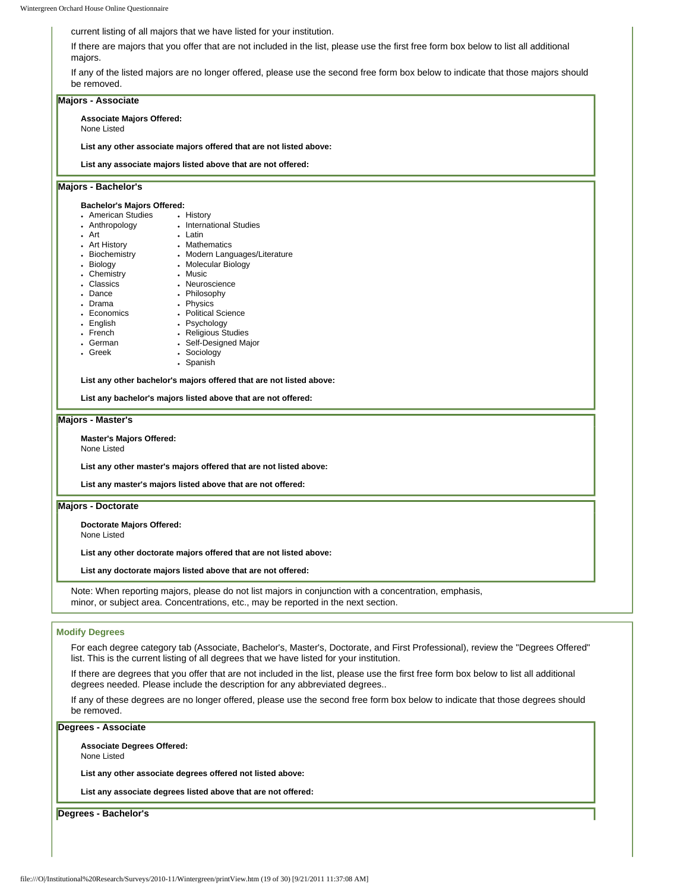current listing of all majors that we have listed for your institution.

If there are majors that you offer that are not included in the list, please use the first free form box below to list all additional majors.

If any of the listed majors are no longer offered, please use the second free form box below to indicate that those majors should be removed.

### Majors - Associate

**Associate Majors Offered:**
None Listed

**List any other associate majors offered that are not listed above:**

**List any associate majors listed above that are not offered:**

### Majors - Bachelor's

**Bachelor's Majors Offered:**

- American Studies
- Anthropology
- Art
- Art History
- Biochemistry
- Biology
- Chemistry
- Classics
- Dance
- Drama
- Economics
- English
- French
- German
- Greek
- History
- International Studies
- Latin
- Mathematics
- Modern Languages/Literature
- Molecular Biology
- Music
- Neuroscience
- Philosophy
- Physics
- Political Science
- Psychology
- Religious Studies
- Self-Designed Major
- Sociology
- Spanish

**List any other bachelor's majors offered that are not listed above:**

**List any bachelor's majors listed above that are not offered:**

### Majors - Master's

**Master's Majors Offered:**
None Listed

**List any other master's majors offered that are not listed above:**

**List any master's majors listed above that are not offered:**

### Majors - Doctorate

**Doctorate Majors Offered:**
None Listed

**List any other doctorate majors offered that are not listed above:**

**List any doctorate majors listed above that are not offered:**

Note: When reporting majors, please do not list majors in conjunction with a concentration, emphasis, minor, or subject area. Concentrations, etc., may be reported in the next section.

## Modify Degrees

For each degree category tab (Associate, Bachelor's, Master's, Doctorate, and First Professional), review the "Degrees Offered" list. This is the current listing of all degrees that we have listed for your institution.

If there are degrees that you offer that are not included in the list, please use the first free form box below to list all additional degrees needed. Please include the description for any abbreviated degrees..

If any of these degrees are no longer offered, please use the second free form box below to indicate that those degrees should be removed.

### Degrees - Associate

**Associate Degrees Offered:**
None Listed

**List any other associate degrees offered not listed above:**

**List any associate degrees listed above that are not offered:**

### Degrees - Bachelor's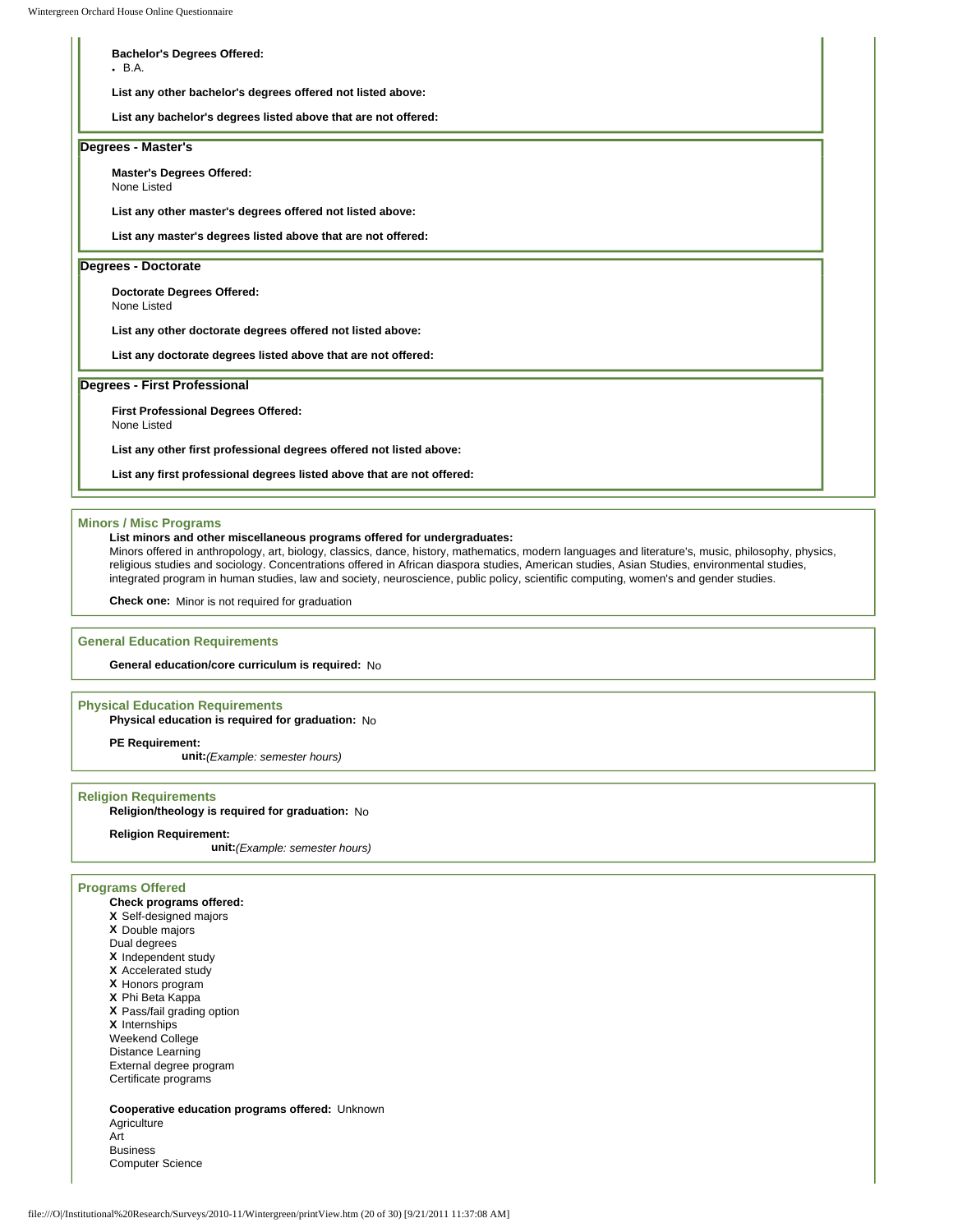**Bachelor's Degrees Offered:**

- B.A.

**List any other bachelor's degrees offered not listed above:**

**List any bachelor's degrees listed above that are not offered:**

### Degrees - Master's

**Master's Degrees Offered:**
None Listed

**List any other master's degrees offered not listed above:**

**List any master's degrees listed above that are not offered:**

### Degrees - Doctorate

**Doctorate Degrees Offered:**
None Listed

**List any other doctorate degrees offered not listed above:**

**List any doctorate degrees listed above that are not offered:**

### Degrees - First Professional

**First Professional Degrees Offered:**
None Listed

**List any other first professional degrees offered not listed above:**

**List any first professional degrees listed above that are not offered:**

## Minors / Misc Programs

**List minors and other miscellaneous programs offered for undergraduates:**
Minors offered in anthropology, art, biology, classics, dance, history, mathematics, modern languages and literature's, music, philosophy, physics, religious studies and sociology. Concentrations offered in African diaspora studies, American studies, Asian Studies, environmental studies, integrated program in human studies, law and society, neuroscience, public policy, scientific computing, women's and gender studies.

**Check one:** Minor is not required for graduation

## General Education Requirements

**General education/core curriculum is required:** No

## Physical Education Requirements

**Physical education is required for graduation:** No

**PE Requirement:**
**unit:** *(Example: semester hours)*

## Religion Requirements

**Religion/theology is required for graduation:** No

**Religion Requirement:**
**unit:** *(Example: semester hours)*

## Programs Offered

**Check programs offered:**

**X** Self-designed majors
**X** Double majors
Dual degrees
**X** Independent study
**X** Accelerated study
**X** Honors program
**X** Phi Beta Kappa
**X** Pass/fail grading option
**X** Internships
Weekend College
Distance Learning
External degree program
Certificate programs

**Cooperative education programs offered:** Unknown
Agriculture
Art
Business
Computer Science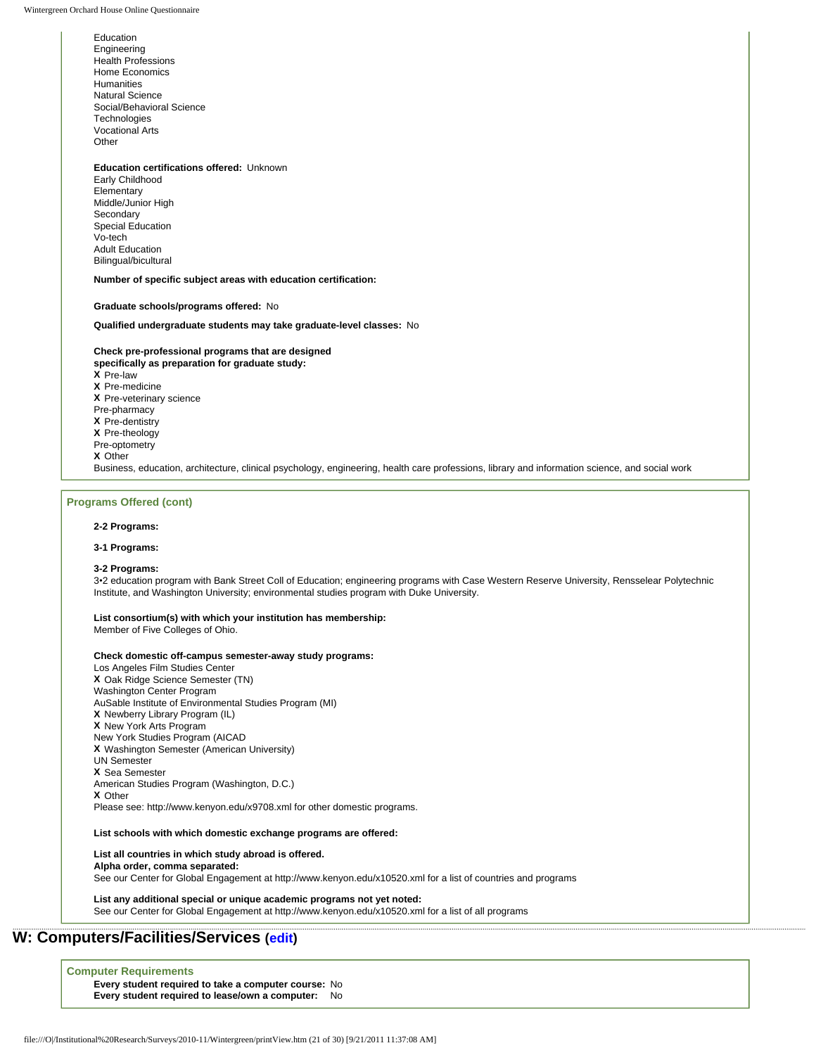Education
Engineering
Health Professions
Home Economics
Humanities
Natural Science
Social/Behavioral Science
Technologies
Vocational Arts
Other

**Education certifications offered:** Unknown
Early Childhood
Elementary
Middle/Junior High
Secondary
Special Education
Vo-tech
Adult Education
Bilingual/bicultural

**Number of specific subject areas with education certification:**

**Graduate schools/programs offered:** No

**Qualified undergraduate students may take graduate-level classes:** No

**Check pre-professional programs that are designed specifically as preparation for graduate study:**
**X** Pre-law
**X** Pre-medicine
**X** Pre-veterinary science
Pre-pharmacy
**X** Pre-dentistry
**X** Pre-theology
Pre-optometry
**X** Other
Business, education, architecture, clinical psychology, engineering, health care professions, library and information science, and social work

### Programs Offered (cont)

**2-2 Programs:**

**3-1 Programs:**

**3-2 Programs:**
3•2 education program with Bank Street Coll of Education; engineering programs with Case Western Reserve University, Rensselear Polytechnic Institute, and Washington University; environmental studies program with Duke University.

**List consortium(s) with which your institution has membership:**
Member of Five Colleges of Ohio.

**Check domestic off-campus semester-away study programs:**
Los Angeles Film Studies Center
**X** Oak Ridge Science Semester (TN)
Washington Center Program
AuSable Institute of Environmental Studies Program (MI)
**X** Newberry Library Program (IL)
**X** New York Arts Program
New York Studies Program (AICAD
**X** Washington Semester (American University)
UN Semester
**X** Sea Semester
American Studies Program (Washington, D.C.)
**X** Other
Please see: http://www.kenyon.edu/x9708.xml for other domestic programs.

**List schools with which domestic exchange programs are offered:**

**List all countries in which study abroad is offered. Alpha order, comma separated:**
See our Center for Global Engagement at http://www.kenyon.edu/x10520.xml for a list of countries and programs

**List any additional special or unique academic programs not yet noted:**
See our Center for Global Engagement at http://www.kenyon.edu/x10520.xml for a list of all programs

## W: Computers/Facilities/Services (edit)

### Computer Requirements

**Every student required to take a computer course:** No
**Every student required to lease/own a computer:** No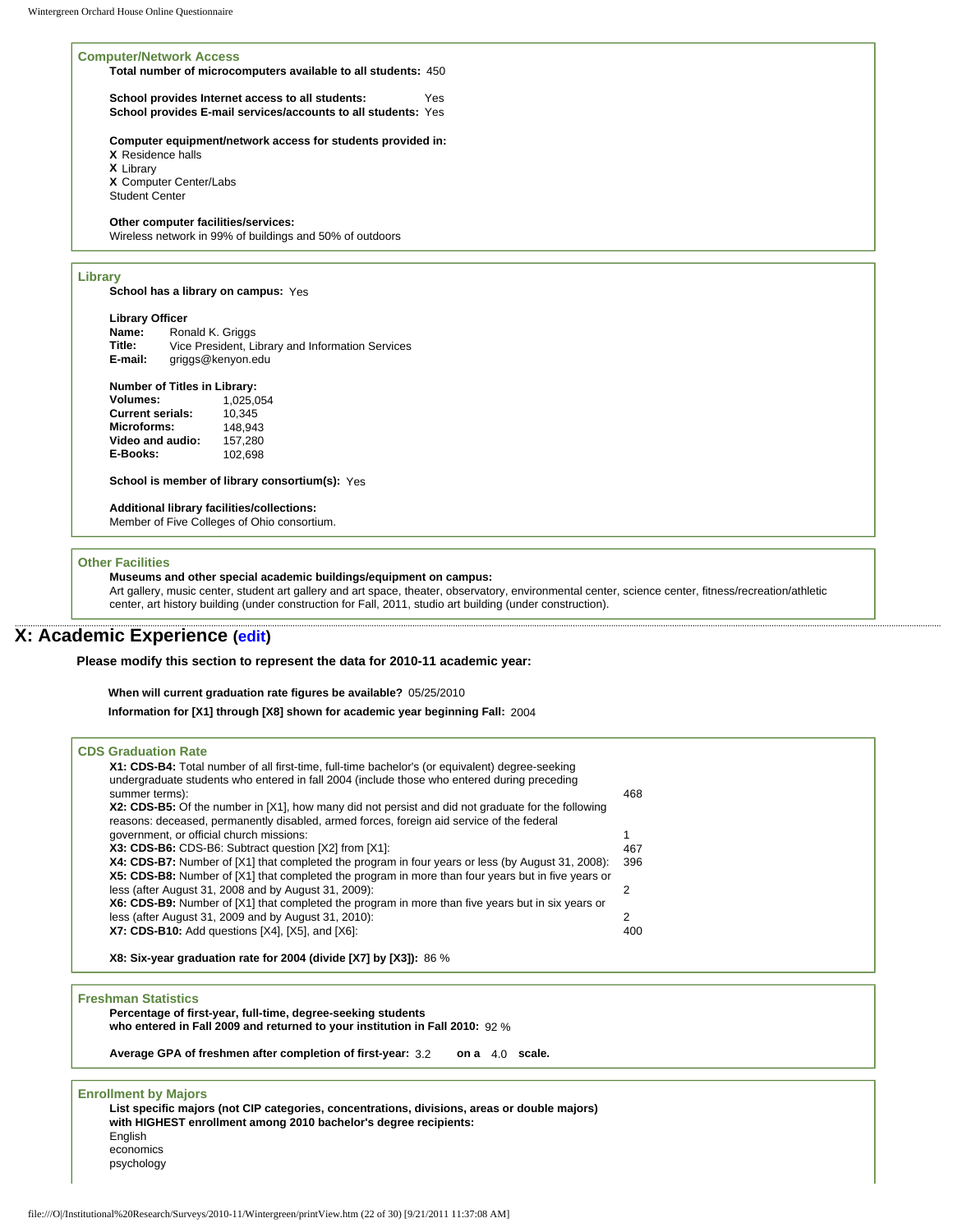### Computer/Network Access

**Total number of microcomputers available to all students:** 450

**School provides Internet access to all students:** Yes
**School provides E-mail services/accounts to all students:** Yes

**Computer equipment/network access for students provided in:**
X Residence halls
X Library
X Computer Center/Labs
Student Center

**Other computer facilities/services:**
Wireless network in 99% of buildings and 50% of outdoors

### Library

**School has a library on campus:** Yes

**Library Officer**
**Name:** Ronald K. Griggs
**Title:** Vice President, Library and Information Services
**E-mail:** griggs@kenyon.edu

**Number of Titles in Library:**

| | |
|---|---|
| **Volumes:** | 1,025,054 |
| **Current serials:** | 10,345 |
| **Microforms:** | 148,943 |
| **Video and audio:** | 157,280 |
| **E-Books:** | 102,698 |

**School is member of library consortium(s):** Yes

**Additional library facilities/collections:**
Member of Five Colleges of Ohio consortium.

### Other Facilities

**Museums and other special academic buildings/equipment on campus:**
Art gallery, music center, student art gallery and art space, theater, observatory, environmental center, science center, fitness/recreation/athletic center, art history building (under construction for Fall, 2011, studio art building (under construction).

# X: Academic Experience (edit)

**Please modify this section to represent the data for 2010-11 academic year:**

**When will current graduation rate figures be available?** 05/25/2010

**Information for [X1] through [X8] shown for academic year beginning Fall:** 2004

### CDS Graduation Rate

| | |
|---|---|
| **X1: CDS-B4:** Total number of all first-time, full-time bachelor's (or equivalent) degree-seeking undergraduate students who entered in fall 2004 (include those who entered during preceding summer terms): | 468 |
| **X2: CDS-B5:** Of the number in [X1], how many did not persist and did not graduate for the following reasons: deceased, permanently disabled, armed forces, foreign aid service of the federal government, or official church missions: | 1 |
| **X3: CDS-B6:** CDS-B6: Subtract question [X2] from [X1]: | 467 |
| **X4: CDS-B7:** Number of [X1] that completed the program in four years or less (by August 31, 2008): | 396 |
| **X5: CDS-B8:** Number of [X1] that completed the program in more than four years but in five years or less (after August 31, 2008 and by August 31, 2009): | 2 |
| **X6: CDS-B9:** Number of [X1] that completed the program in more than five years but in six years or less (after August 31, 2009 and by August 31, 2010): | 2 |
| **X7: CDS-B10:** Add questions [X4], [X5], and [X6]: | 400 |

**X8: Six-year graduation rate for 2004 (divide [X7] by [X3]):** 86 %

### Freshman Statistics

**Percentage of first-year, full-time, degree-seeking students who entered in Fall 2009 and returned to your institution in Fall 2010:** 92 %

**Average GPA of freshmen after completion of first-year:** 3.2 **on a** 4.0 **scale.**

### Enrollment by Majors

**List specific majors (not CIP categories, concentrations, divisions, areas or double majors) with HIGHEST enrollment among 2010 bachelor's degree recipients:**
English
economics
psychology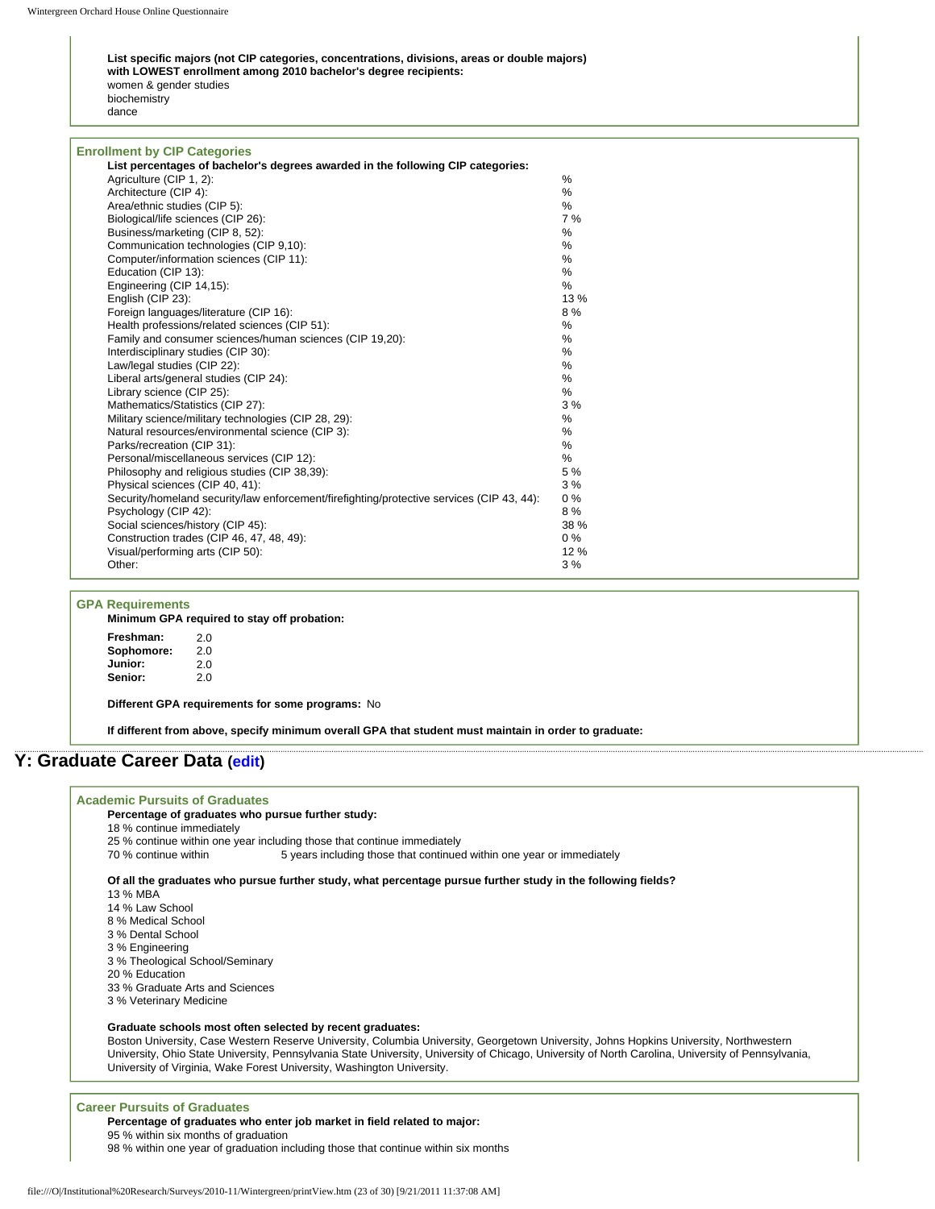**List specific majors (not CIP categories, concentrations, divisions, areas or double majors) with LOWEST enrollment among 2010 bachelor's degree recipients:**
women & gender studies
biochemistry
dance

### Enrollment by CIP Categories

**List percentages of bachelor's degrees awarded in the following CIP categories:**

| Category | Percentage |
|---|---|
| Agriculture (CIP 1, 2): | % |
| Architecture (CIP 4): | % |
| Area/ethnic studies (CIP 5): | % |
| Biological/life sciences (CIP 26): | 7 % |
| Business/marketing (CIP 8, 52): | % |
| Communication technologies (CIP 9,10): | % |
| Computer/information sciences (CIP 11): | % |
| Education (CIP 13): | % |
| Engineering (CIP 14,15): | % |
| English (CIP 23): | 13 % |
| Foreign languages/literature (CIP 16): | 8 % |
| Health professions/related sciences (CIP 51): | % |
| Family and consumer sciences/human sciences (CIP 19,20): | % |
| Interdisciplinary studies (CIP 30): | % |
| Law/legal studies (CIP 22): | % |
| Liberal arts/general studies (CIP 24): | % |
| Library science (CIP 25): | % |
| Mathematics/Statistics (CIP 27): | 3 % |
| Military science/military technologies (CIP 28, 29): | % |
| Natural resources/environmental science (CIP 3): | % |
| Parks/recreation (CIP 31): | % |
| Personal/miscellaneous services (CIP 12): | % |
| Philosophy and religious studies (CIP 38,39): | 5 % |
| Physical sciences (CIP 40, 41): | 3 % |
| Security/homeland security/law enforcement/firefighting/protective services (CIP 43, 44): | 0 % |
| Psychology (CIP 42): | 8 % |
| Social sciences/history (CIP 45): | 38 % |
| Construction trades (CIP 46, 47, 48, 49): | 0 % |
| Visual/performing arts (CIP 50): | 12 % |
| Other: | 3 % |

### GPA Requirements

**Minimum GPA required to stay off probation:**

| | |
|---|---|
| **Freshman:** | 2.0 |
| **Sophomore:** | 2.0 |
| **Junior:** | 2.0 |
| **Senior:** | 2.0 |

**Different GPA requirements for some programs:** No

**If different from above, specify minimum overall GPA that student must maintain in order to graduate:**

## Y: Graduate Career Data (edit)

### Academic Pursuits of Graduates

**Percentage of graduates who pursue further study:**
18 % continue immediately
25 % continue within one year including those that continue immediately
70 % continue within 5 years including those that continued within one year or immediately

**Of all the graduates who pursue further study, what percentage pursue further study in the following fields?**
13 % MBA
14 % Law School
8 % Medical School
3 % Dental School
3 % Engineering
3 % Theological School/Seminary
20 % Education
33 % Graduate Arts and Sciences
3 % Veterinary Medicine

**Graduate schools most often selected by recent graduates:**
Boston University, Case Western Reserve University, Columbia University, Georgetown University, Johns Hopkins University, Northwestern University, Ohio State University, Pennsylvania State University, University of Chicago, University of North Carolina, University of Pennsylvania, University of Virginia, Wake Forest University, Washington University.

### Career Pursuits of Graduates

**Percentage of graduates who enter job market in field related to major:**
95 % within six months of graduation
98 % within one year of graduation including those that continue within six months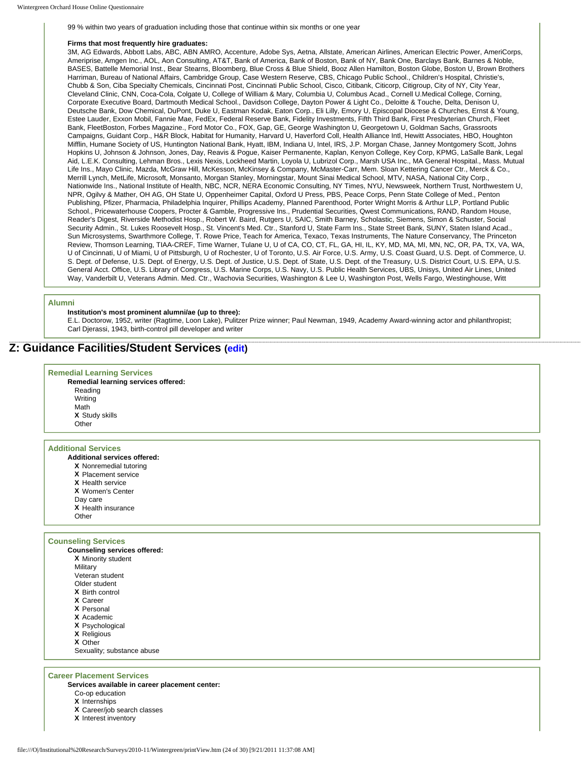99 % within two years of graduation including those that continue within six months or one year

**Firms that most frequently hire graduates:**

3M, AG Edwards, Abbott Labs, ABC, ABN AMRO, Accenture, Adobe Sys, Aetna, Allstate, American Airlines, American Electric Power, AmeriCorps, Ameriprise, Amgen Inc., AOL, Aon Consulting, AT&T, Bank of America, Bank of Boston, Bank of NY, Bank One, Barclays Bank, Barnes & Noble, BASES, Battelle Memorial Inst., Bear Stearns, Bloomberg, Blue Cross & Blue Shield, Booz Allen Hamilton, Boston Globe, Boston U, Brown Brothers Harriman, Bureau of National Affairs, Cambridge Group, Case Western Reserve, CBS, Chicago Public School., Children's Hospital, Christie's, Chubb & Son, Ciba Specialty Chemicals, Cincinnati Post, Cincinnati Public School, Cisco, Citibank, Citicorp, Citigroup, City of NY, City Year, Cleveland Clinic, CNN, Coca-Cola, Colgate U, College of William & Mary, Columbia U, Columbus Acad., Cornell U.Medical College, Corning, Corporate Executive Board, Dartmouth Medical School., Davidson College, Dayton Power & Light Co., Deloitte & Touche, Delta, Denison U, Deutsche Bank, Dow Chemical, DuPont, Duke U, Eastman Kodak, Eaton Corp., Eli Lilly, Emory U, Episcopal Diocese & Churches, Ernst & Young, Estee Lauder, Exxon Mobil, Fannie Mae, FedEx, Federal Reserve Bank, Fidelity Investments, Fifth Third Bank, First Presbyterian Church, Fleet Bank, FleetBoston, Forbes Magazine., Ford Motor Co., FOX, Gap, GE, George Washington U, Georgetown U, Goldman Sachs, Grassroots Campaigns, Guidant Corp., H&R Block, Habitat for Humanity, Harvard U, Haverford Coll, Health Alliance Intl, Hewitt Associates, HBO, Houghton Mifflin, Humane Society of US, Huntington National Bank, Hyatt, IBM, Indiana U, Intel, IRS, J.P. Morgan Chase, Janney Montgomery Scott, Johns Hopkins U, Johnson & Johnson, Jones, Day, Reavis & Pogue, Kaiser Permanente, Kaplan, Kenyon College, Key Corp, KPMG, LaSalle Bank, Legal Aid, L.E.K. Consulting, Lehman Bros., Lexis Nexis, Lockheed Martin, Loyola U, Lubrizol Corp., Marsh USA Inc., MA General Hospital., Mass. Mutual Life Ins., Mayo Clinic, Mazda, McGraw Hill, McKesson, McKinsey & Company, McMaster-Carr, Mem. Sloan Kettering Cancer Ctr., Merck & Co., Merrill Lynch, MetLife, Microsoft, Monsanto, Morgan Stanley, Morningstar, Mount Sinai Medical School, MTV, NASA, National City Corp., Nationwide Ins., National Institute of Health, NBC, NCR, NERA Economic Consulting, NY Times, NYU, Newsweek, Northern Trust, Northwestern U, NPR, Ogilvy & Mather, OH AG, OH State U, Oppenheimer Capital, Oxford U Press, PBS, Peace Corps, Penn State College of Med., Penton Publishing, Pfizer, Pharmacia, Philadelphia Inquirer, Phillips Academy, Planned Parenthood, Porter Wright Morris & Arthur LLP, Portland Public School., Pricewaterhouse Coopers, Procter & Gamble, Progressive Ins., Prudential Securities, Qwest Communications, RAND, Random House, Reader's Digest, Riverside Methodist Hosp., Robert W. Baird, Rutgers U, SAIC, Smith Barney, Scholastic, Siemens, Simon & Schuster, Social Security Admin., St. Lukes Roosevelt Hosp., St. Vincent's Med. Ctr., Stanford U, State Farm Ins., State Street Bank, SUNY, Staten Island Acad., Sun Microsystems, Swarthmore College, T. Rowe Price, Teach for America, Texaco, Texas Instruments, The Nature Conservancy, The Princeton Review, Thomson Learning, TIAA-CREF, Time Warner, Tulane U, U of CA, CO, CT, FL, GA, HI, IL, KY, MD, MA, MI, MN, NC, OR, PA, TX, VA, WA, U of Cincinnati, U of Miami, U of Pittsburgh, U of Rochester, U of Toronto, U.S. Air Force, U.S. Army, U.S. Coast Guard, U.S. Dept. of Commerce, U. S. Dept. of Defense, U.S. Dept. of Energy, U.S. Dept. of Justice, U.S. Dept. of State, U.S. Dept. of the Treasury, U.S. District Court, U.S. EPA, U.S. General Acct. Office, U.S. Library of Congress, U.S. Marine Corps, U.S. Navy, U.S. Public Health Services, UBS, Unisys, United Air Lines, United Way, Vanderbilt U, Veterans Admin. Med. Ctr., Wachovia Securities, Washington & Lee U, Washington Post, Wells Fargo, Westinghouse, Witt

### Alumni

**Institution's most prominent alumni/ae (up to three):**

E.L. Doctorow, 1952, writer (Ragtime, Loon Lake), Pulitzer Prize winner; Paul Newman, 1949, Academy Award-winning actor and philanthropist; Carl Djerassi, 1943, birth-control pill developer and writer

## Z: Guidance Facilities/Student Services (edit)

### Remedial Learning Services

**Remedial learning services offered:**

- Reading
- Writing
- Math
- X Study skills
- Other

### Additional Services

**Additional services offered:**

- X Nonremedial tutoring
- X Placement service
- X Health service
- X Women's Center
- Day care
- X Health insurance
- Other

### Counseling Services

**Counseling services offered:**

- X Minority student
- Military
- Veteran student
- Older student
- X Birth control
- X Career
- X Personal
- X Academic
- X Psychological
- X Religious
- X Other
- Sexuality; substance abuse

### Career Placement Services

**Services available in career placement center:**

- Co-op education
- X Internships
- X Career/job search classes
- X Interest inventory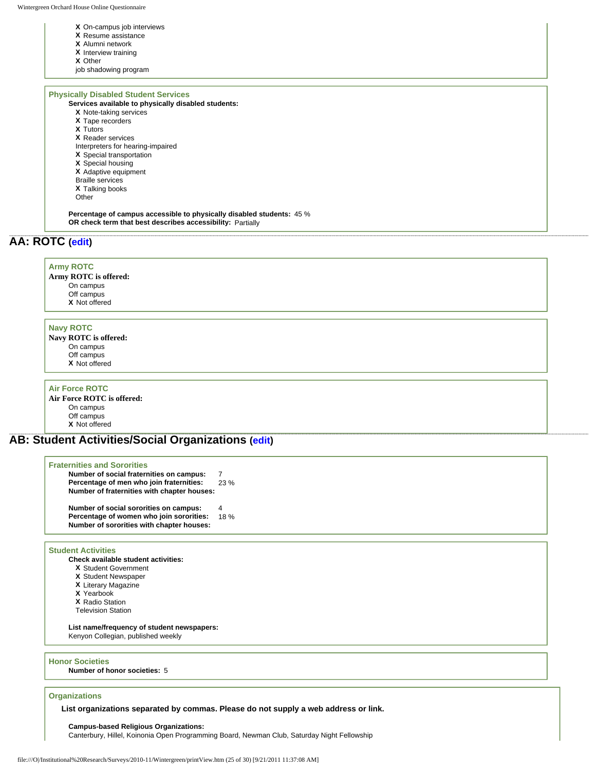- **X** On-campus job interviews
- **X** Resume assistance
- **X** Alumni network
- **X** Interview training
- **X** Other

job shadowing program

### Physically Disabled Student Services

**Services available to physically disabled students:**

- **X** Note-taking services
- **X** Tape recorders
- **X** Tutors
- **X** Reader services
- Interpreters for hearing-impaired
- **X** Special transportation
- **X** Special housing
- **X** Adaptive equipment
- Braille services
- **X** Talking books
- Other

**Percentage of campus accessible to physically disabled students:** 45 %

**OR check term that best describes accessibility:** Partially

## AA: ROTC (edit)

### Army ROTC

**Army ROTC is offered:**

- On campus
- Off campus
- **X** Not offered

### Navy ROTC

**Navy ROTC is offered:**

- On campus
- Off campus
- **X** Not offered

### Air Force ROTC

**Air Force ROTC is offered:**

- On campus
- Off campus
- **X** Not offered

## AB: Student Activities/Social Organizations (edit)

### Fraternities and Sororities

**Number of social fraternities on campus:** 7

**Percentage of men who join fraternities:** 23 %

**Number of fraternities with chapter houses:**

**Number of social sororities on campus:** 4

**Percentage of women who join sororities:** 18 %

**Number of sororities with chapter houses:**

### Student Activities

**Check available student activities:**

- **X** Student Government
- **X** Student Newspaper
- **X** Literary Magazine
- **X** Yearbook
- **X** Radio Station
- Television Station

**List name/frequency of student newspapers:**

Kenyon Collegian, published weekly

### Honor Societies

**Number of honor societies:** 5

### Organizations

**List organizations separated by commas. Please do not supply a web address or link.**

**Campus-based Religious Organizations:**

Canterbury, Hillel, Koinonia Open Programming Board, Newman Club, Saturday Night Fellowship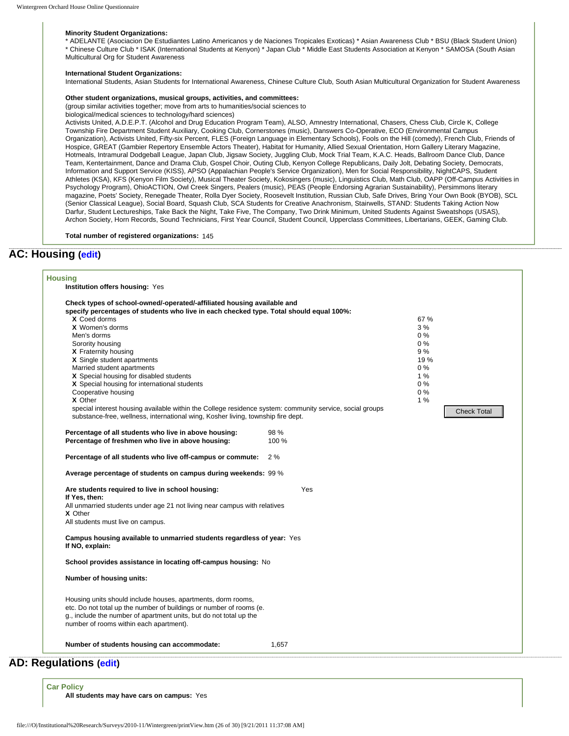**Minority Student Organizations:**
* ADELANTE (Asociacion De Estudiantes Latino Americanos y de Naciones Tropicales Exoticas) * Asian Awareness Club * BSU (Black Student Union) * Chinese Culture Club * ISAK (International Students at Kenyon) * Japan Club * Middle East Students Association at Kenyon * SAMOSA (South Asian Multicultural Org for Student Awareness

**International Student Organizations:**
International Students, Asian Students for International Awareness, Chinese Culture Club, South Asian Multicultural Organization for Student Awareness

**Other student organizations, musical groups, activities, and committees:**
(group similar activities together; move from arts to humanities/social sciences to biological/medical sciences to technology/hard sciences)
Activists United, A.D.E.P.T. (Alcohol and Drug Education Program Team), ALSO, Amnestry International, Chasers, Chess Club, Circle K, College Township Fire Department Student Auxiliary, Cooking Club, Cornerstones (music), Danswers Co-Operative, ECO (Environmental Campus Organization), Activists United, Fifty-six Percent, FLES (Foreign Language in Elementary Schools), Fools on the Hill (comedy), French Club, Friends of Hospice, GREAT (Gambier Repertory Ensemble Actors Theater), Habitat for Humanity, Allied Sexual Orientation, Horn Gallery Literary Magazine, Hotmeals, Intramural Dodgeball League, Japan Club, Jigsaw Society, Juggling Club, Mock Trial Team, K.A.C. Heads, Ballroom Dance Club, Dance Team, Kentertainment, Dance and Drama Club, Gospel Choir, Outing Club, Kenyon College Republicans, Daily Jolt, Debating Society, Democrats, Information and Support Service (KISS), APSO (Appalachian People's Service Organization), Men for Social Responsibility, NightCAPS, Student Athletes (KSA), KFS (Kenyon Film Society), Musical Theater Society, Kokosingers (music), Linguistics Club, Math Club, OAPP (Off-Campus Activities in Psychology Program), OhioACTION, Owl Creek Singers, Pealers (music), PEAS (People Endorsing Agrarian Sustainability), Persimmons literary magazine, Poets' Society, Renegade Theater, Rolla Dyer Society, Roosevelt Institution, Russian Club, Safe Drives, Bring Your Own Book (BYOB), SCL (Senior Classical League), Social Board, Squash Club, SCA Students for Creative Anachronism, Stairwells, STAND: Students Taking Action Now Darfur, Student Lectureships, Take Back the Night, Take Five, The Company, Two Drink Minimum, United Students Against Sweatshops (USAS), Archon Society, Horn Records, Sound Technicians, First Year Council, Student Council, Upperclass Committees, Libertarians, GEEK, Gaming Club.

**Total number of registered organizations:** 145

## AC: Housing (edit)

### Housing

**Institution offers housing:** Yes

**Check types of school-owned/-operated/-affiliated housing available and specify percentages of students who live in each checked type. Total should equal 100%:**

| | Type | Percentage |
|---|---|---|
| X | Coed dorms | 67 % |
| X | Women's dorms | 3 % |
| | Men's dorms | 0 % |
| | Sorority housing | 0 % |
| X | Fraternity housing | 9 % |
| X | Single student apartments | 19 % |
| | Married student apartments | 0 % |
| X | Special housing for disabled students | 1 % |
| X | Special housing for international students | 0 % |
| | Cooperative housing | 0 % |
| X | Other | 1 % |

special interest housing available within the College residence system: community service, social groups substance-free, wellness, international wing, Kosher living, township fire dept.

Check Total

**Percentage of all students who live in above housing:** 98 %
**Percentage of freshmen who live in above housing:** 100 %

**Percentage of all students who live off-campus or commute:** 2 %

**Average percentage of students on campus during weekends:** 99 %

**Are students required to live in school housing:** Yes
**If Yes, then:**
All unmarried students under age 21 not living near campus with relatives
**X** Other
All students must live on campus.

**Campus housing available to unmarried students regardless of year:** Yes
**If NO, explain:**

**School provides assistance in locating off-campus housing:** No

**Number of housing units:**

Housing units should include houses, apartments, dorm rooms, etc. Do not total up the number of buildings or number of rooms (e. g., include the number of apartment units, but do not total up the number of rooms within each apartment).

**Number of students housing can accommodate:** 1,657

## AD: Regulations (edit)

### Car Policy

**All students may have cars on campus:** Yes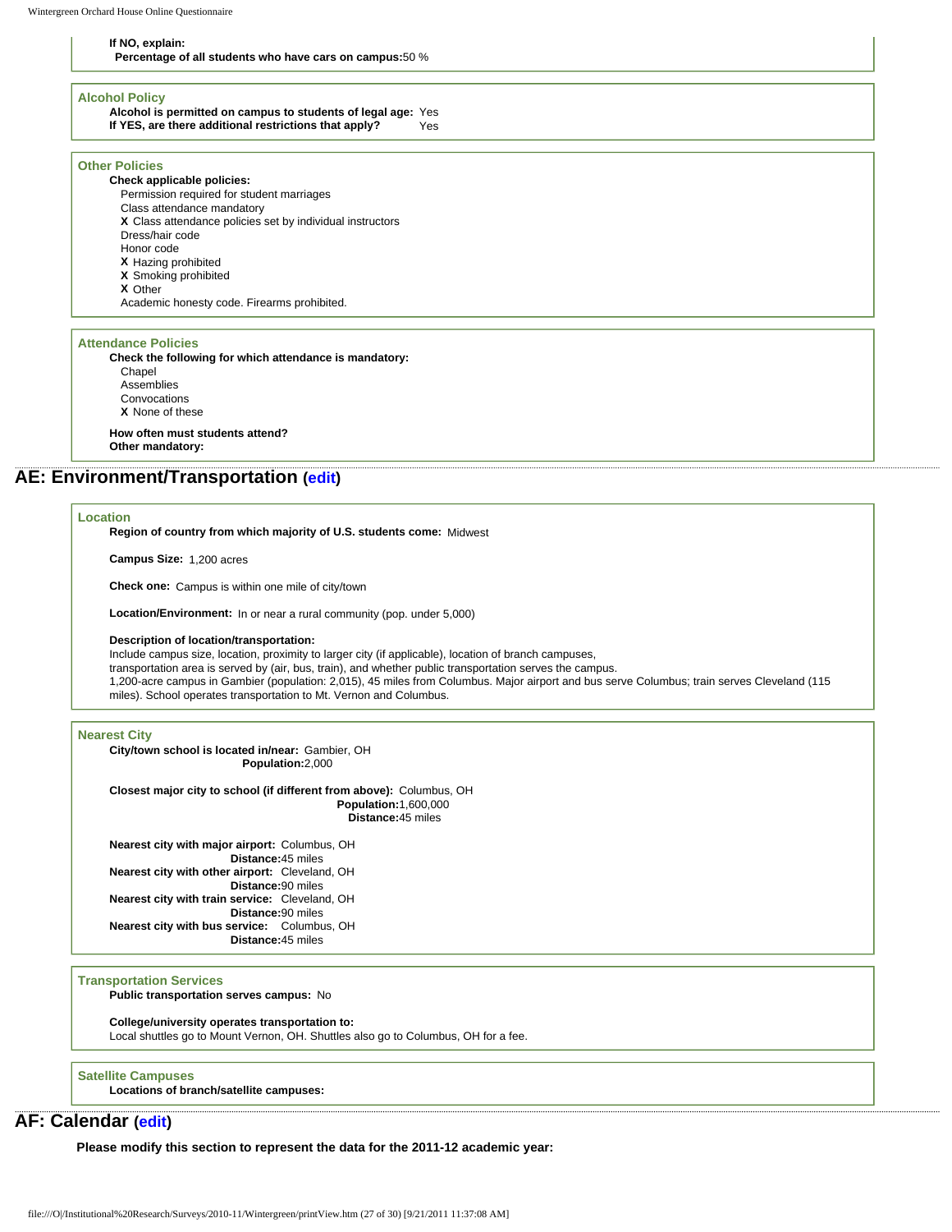**If NO, explain:**

**Percentage of all students who have cars on campus:** 50 %

### Alcohol Policy

**Alcohol is permitted on campus to students of legal age:** Yes

**If YES, are there additional restrictions that apply?** Yes

### Other Policies

**Check applicable policies:**

- Permission required for student marriages
- Class attendance mandatory
- X Class attendance policies set by individual instructors
- Dress/hair code
- Honor code
- X Hazing prohibited
- X Smoking prohibited
- X Other

Academic honesty code. Firearms prohibited.

### Attendance Policies

**Check the following for which attendance is mandatory:**

- Chapel
- Assemblies
- Convocations
- X None of these

**How often must students attend?**

**Other mandatory:**

## AE: Environment/Transportation (edit)

### Location

**Region of country from which majority of U.S. students come:** Midwest

**Campus Size:** 1,200 acres

**Check one:** Campus is within one mile of city/town

**Location/Environment:** In or near a rural community (pop. under 5,000)

**Description of location/transportation:**

Include campus size, location, proximity to larger city (if applicable), location of branch campuses, transportation area is served by (air, bus, train), and whether public transportation serves the campus.

1,200-acre campus in Gambier (population: 2,015), 45 miles from Columbus. Major airport and bus serve Columbus; train serves Cleveland (115 miles). School operates transportation to Mt. Vernon and Columbus.

### Nearest City

**City/town school is located in/near:** Gambier, OH
**Population:** 2,000

**Closest major city to school (if different from above):** Columbus, OH
**Population:** 1,600,000
**Distance:** 45 miles

**Nearest city with major airport:** Columbus, OH
**Distance:** 45 miles

**Nearest city with other airport:** Cleveland, OH
**Distance:** 90 miles

**Nearest city with train service:** Cleveland, OH
**Distance:** 90 miles

**Nearest city with bus service:** Columbus, OH
**Distance:** 45 miles

### Transportation Services

**Public transportation serves campus:** No

**College/university operates transportation to:**

Local shuttles go to Mount Vernon, OH. Shuttles also go to Columbus, OH for a fee.

### Satellite Campuses

**Locations of branch/satellite campuses:**

## AF: Calendar (edit)

**Please modify this section to represent the data for the 2011-12 academic year:**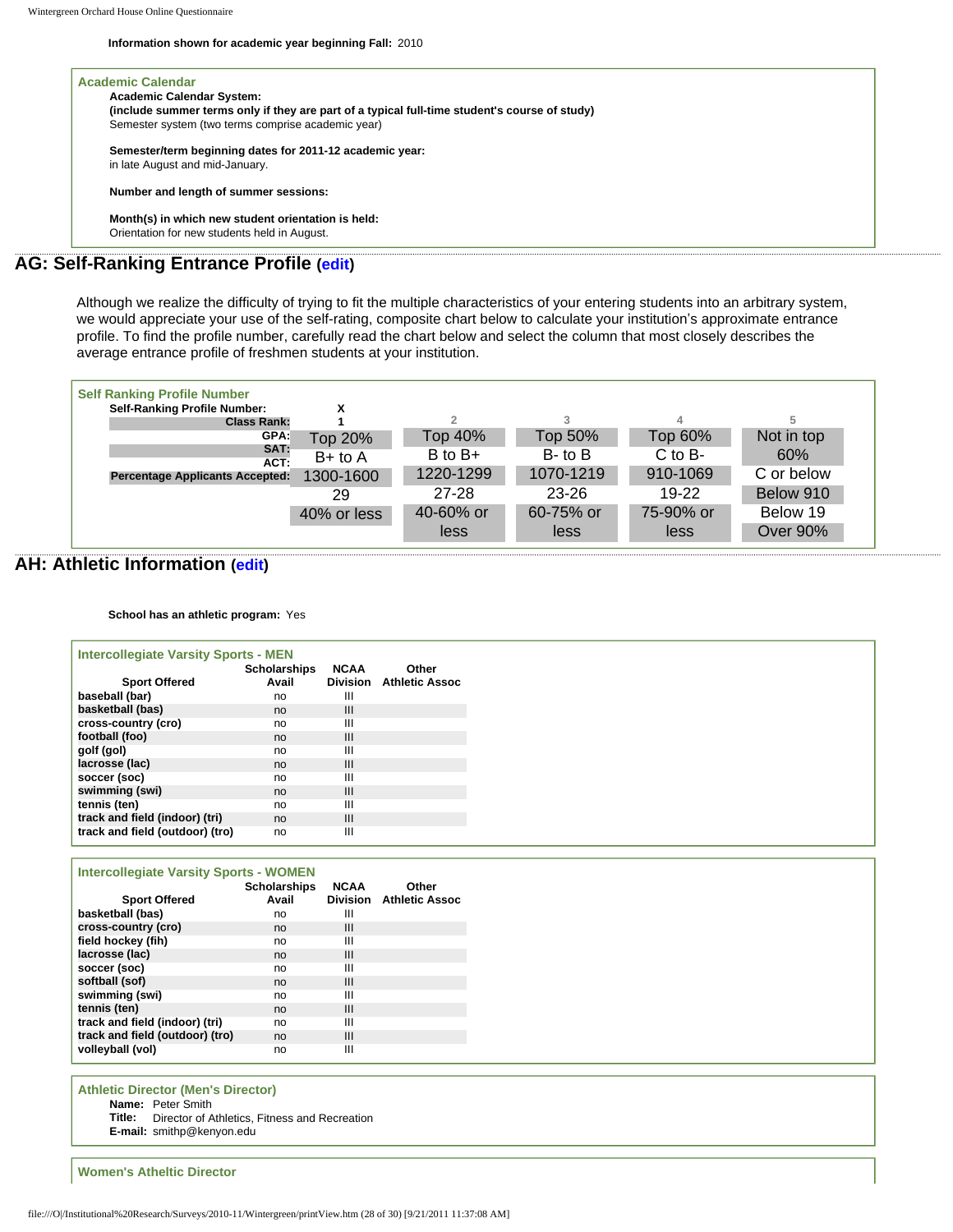**Information shown for academic year beginning Fall:** 2010

### Academic Calendar

**Academic Calendar System:**
**(include summer terms only if they are part of a typical full-time student's course of study)**
Semester system (two terms comprise academic year)

**Semester/term beginning dates for 2011-12 academic year:**
in late August and mid-January.

**Number and length of summer sessions:**

**Month(s) in which new student orientation is held:**
Orientation for new students held in August.

## AG: Self-Ranking Entrance Profile (edit)

Although we realize the difficulty of trying to fit the multiple characteristics of your entering students into an arbitrary system, we would appreciate your use of the self-rating, composite chart below to calculate your institution's approximate entrance profile. To find the profile number, carefully read the chart below and select the column that most closely describes the average entrance profile of freshmen students at your institution.

### Self Ranking Profile Number

| Self-Ranking Profile Number: | X<br>1 | 2 | 3 | 4 | 5 |
|---|---|---|---|---|---|
| Class Rank: | Top 20% | Top 40% | Top 50% | Top 60% | Not in top 60% |
| GPA: | B+ to A | B to B+ | B- to B | C to B- | C or below |
| SAT: | 1300-1600 | 1220-1299 | 1070-1219 | 910-1069 | Below 910 |
| ACT: | 29 | 27-28 | 23-26 | 19-22 | Below 19 |
| Percentage Applicants Accepted: | 40% or less | 40-60% or less | 60-75% or less | 75-90% or less | Over 90% |

## AH: Athletic Information (edit)

**School has an athletic program:** Yes

### Intercollegiate Varsity Sports - MEN

| Sport Offered | Scholarships Avail | NCAA Division | Other Athletic Assoc |
|---|---|---|---|
| baseball (bar) | no | III | |
| basketball (bas) | no | III | |
| cross-country (cro) | no | III | |
| football (foo) | no | III | |
| golf (gol) | no | III | |
| lacrosse (lac) | no | III | |
| soccer (soc) | no | III | |
| swimming (swi) | no | III | |
| tennis (ten) | no | III | |
| track and field (indoor) (tri) | no | III | |
| track and field (outdoor) (tro) | no | III | |

### Intercollegiate Varsity Sports - WOMEN

| Sport Offered | Scholarships Avail | NCAA Division | Other Athletic Assoc |
|---|---|---|---|
| basketball (bas) | no | III | |
| cross-country (cro) | no | III | |
| field hockey (fih) | no | III | |
| lacrosse (lac) | no | III | |
| soccer (soc) | no | III | |
| softball (sof) | no | III | |
| swimming (swi) | no | III | |
| tennis (ten) | no | III | |
| track and field (indoor) (tri) | no | III | |
| track and field (outdoor) (tro) | no | III | |
| volleyball (vol) | no | III | |

### Athletic Director (Men's Director)

**Name:** Peter Smith
**Title:** Director of Athletics, Fitness and Recreation
**E-mail:** smithp@kenyon.edu

### Women's Atheltic Director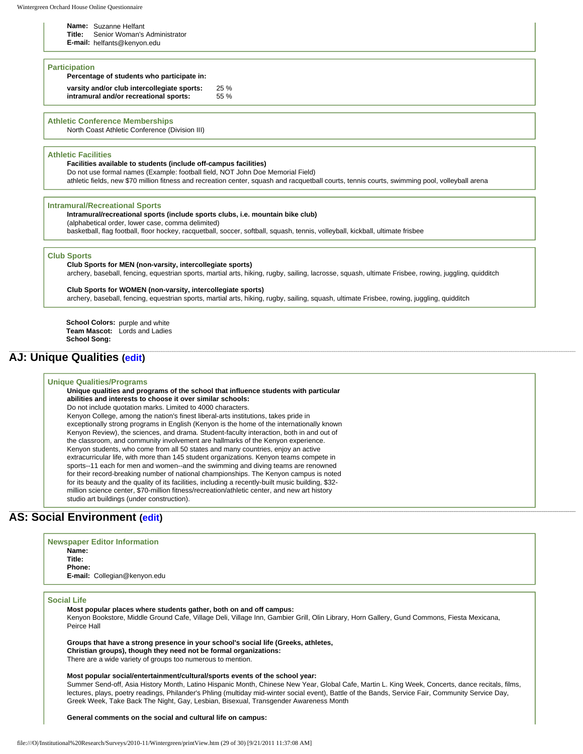**Name:** Suzanne Helfant
**Title:** Senior Woman's Administrator
**E-mail:** helfants@kenyon.edu

### Participation

**Percentage of students who participate in:**

**varsity and/or club intercollegiate sports:** 25 %
**intramural and/or recreational sports:** 55 %

### Athletic Conference Memberships

North Coast Athletic Conference (Division III)

### Athletic Facilities

**Facilities available to students (include off-campus facilities)**
Do not use formal names (Example: football field, NOT John Doe Memorial Field)
athletic fields, new $70 million fitness and recreation center, squash and racquetball courts, tennis courts, swimming pool, volleyball arena

### Intramural/Recreational Sports

**Intramural/recreational sports (include sports clubs, i.e. mountain bike club)**
(alphabetical order, lower case, comma delimited)
basketball, flag football, floor hockey, racquetball, soccer, softball, squash, tennis, volleyball, kickball, ultimate frisbee

### Club Sports

**Club Sports for MEN (non-varsity, intercollegiate sports)**
archery, baseball, fencing, equestrian sports, martial arts, hiking, rugby, sailing, lacrosse, squash, ultimate Frisbee, rowing, juggling, quidditch

**Club Sports for WOMEN (non-varsity, intercollegiate sports)**
archery, baseball, fencing, equestrian sports, martial arts, hiking, rugby, sailing, squash, ultimate Frisbee, rowing, juggling, quidditch

**School Colors:** purple and white
**Team Mascot:** Lords and Ladies
**School Song:**

## AJ: Unique Qualities (edit)

### Unique Qualities/Programs

**Unique qualities and programs of the school that influence students with particular abilities and interests to choose it over similar schools:**
Do not include quotation marks. Limited to 4000 characters.
Kenyon College, among the nation's finest liberal-arts institutions, takes pride in exceptionally strong programs in English (Kenyon is the home of the internationally known Kenyon Review), the sciences, and drama. Student-faculty interaction, both in and out of the classroom, and community involvement are hallmarks of the Kenyon experience. Kenyon students, who come from all 50 states and many countries, enjoy an active extracurricular life, with more than 145 student organizations. Kenyon teams compete in sports--11 each for men and women--and the swimming and diving teams are renowned for their record-breaking number of national championships. The Kenyon campus is noted for its beauty and the quality of its facilities, including a recently-built music building, $32-million science center, $70-million fitness/recreation/athletic center, and new art history studio art buildings (under construction).

## AS: Social Environment (edit)

### Newspaper Editor Information

**Name:**
**Title:**
**Phone:**
**E-mail:** Collegian@kenyon.edu

### Social Life

**Most popular places where students gather, both on and off campus:**
Kenyon Bookstore, Middle Ground Cafe, Village Deli, Village Inn, Gambier Grill, Olin Library, Horn Gallery, Gund Commons, Fiesta Mexicana, Peirce Hall

**Groups that have a strong presence in your school's social life (Greeks, athletes, Christian groups), though they need not be formal organizations:**
There are a wide variety of groups too numerous to mention.

**Most popular social/entertainment/cultural/sports events of the school year:**
Summer Send-off, Asia History Month, Latino Hispanic Month, Chinese New Year, Global Cafe, Martin L. King Week, Concerts, dance recitals, films, lectures, plays, poetry readings, Philander's Phling (multiday mid-winter social event), Battle of the Bands, Service Fair, Community Service Day, Greek Week, Take Back The Night, Gay, Lesbian, Bisexual, Transgender Awareness Month

**General comments on the social and cultural life on campus:**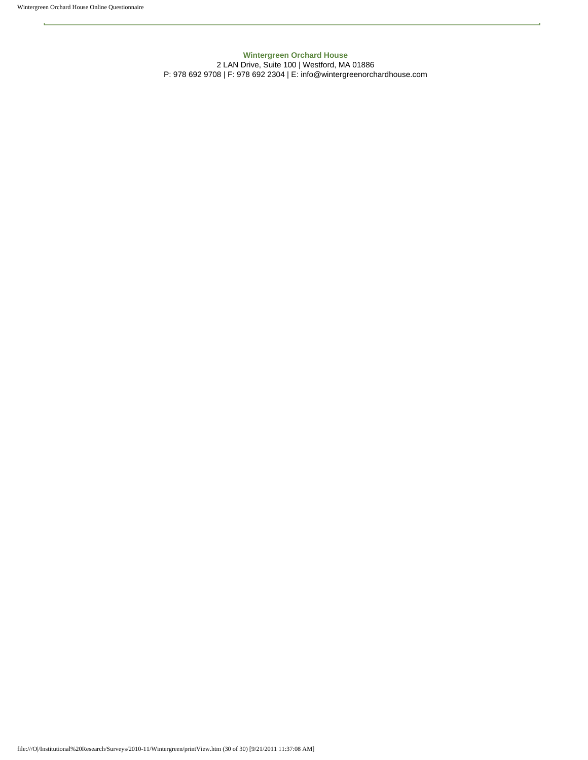**Wintergreen Orchard House**

2 LAN Drive, Suite 100 | Westford, MA 01886

P: 978 692 9708 | F: 978 692 2304 | E: info@wintergreenorchardhouse.com